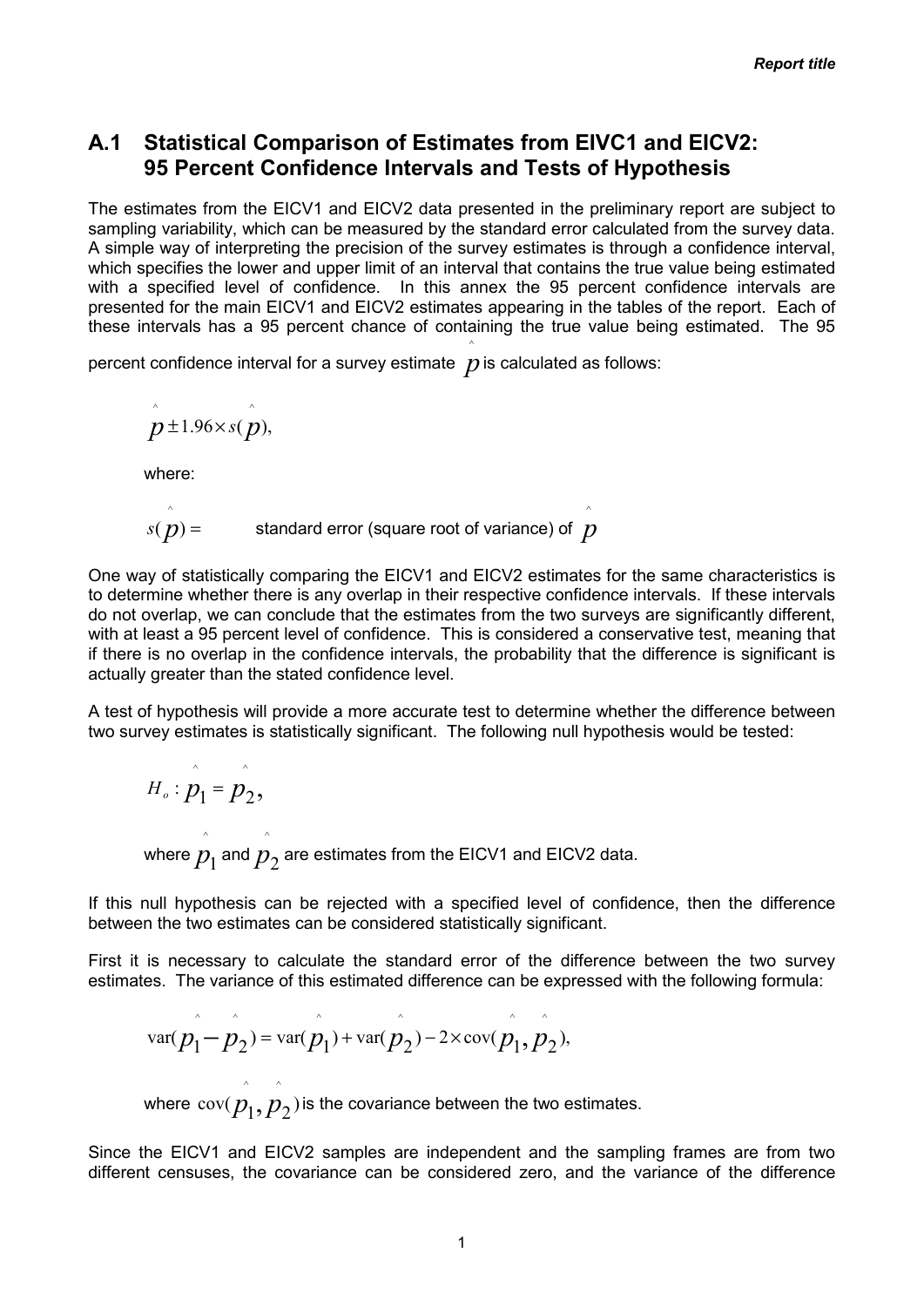## A.1 Statistical Comparison of Estimates from EIVC1 and EICV2: 95 Percent Confidence Intervals and Tests of Hypothesis

The estimates from the EICV1 and EICV2 data presented in the preliminary report are subject to sampling variability, which can be measured by the standard error calculated from the survey data. A simple way of interpreting the precision of the survey estimates is through a confidence interval, which specifies the lower and upper limit of an interval that contains the true value being estimated with a specified level of confidence. In this annex the 95 percent confidence intervals are presented for the main EICV1 and EICV2 estimates appearing in the tables of the report. Each of these intervals has a 95 percent chance of containing the true value being estimated. The 95 percent confidence interval for a survey estimate $\hat{p}$ is calculated as follows:

$$\hat{p} \pm 1.96 \times s(\hat{p}),$$

where:

$s(\hat{p}) =$ standard error (square root of variance) of $\hat{p}$

One way of statistically comparing the EICV1 and EICV2 estimates for the same characteristics is to determine whether there is any overlap in their respective confidence intervals. If these intervals do not overlap, we can conclude that the estimates from the two surveys are significantly different, with at least a 95 percent level of confidence. This is considered a conservative test, meaning that if there is no overlap in the confidence intervals, the probability that the difference is significant is actually greater than the stated confidence level.

A test of hypothesis will provide a more accurate test to determine whether the difference between two survey estimates is statistically significant. The following null hypothesis would be tested:

$$H_o : \hat{p}_1 = \hat{p}_2,$$

where $\hat{p}_1$ and $\hat{p}_2$ are estimates from the EICV1 and EICV2 data.

If this null hypothesis can be rejected with a specified level of confidence, then the difference between the two estimates can be considered statistically significant.

First it is necessary to calculate the standard error of the difference between the two survey estimates. The variance of this estimated difference can be expressed with the following formula:

$$\text{var}(\hat{p}_1 - \hat{p}_2) = \text{var}(\hat{p}_1) + \text{var}(\hat{p}_2) - 2 \times \text{cov}(\hat{p}_1, \hat{p}_2),$$

where $\text{cov}(\hat{p}_1, \hat{p}_2)$ is the covariance between the two estimates.

Since the EICV1 and EICV2 samples are independent and the sampling frames are from two different censuses, the covariance can be considered zero, and the variance of the difference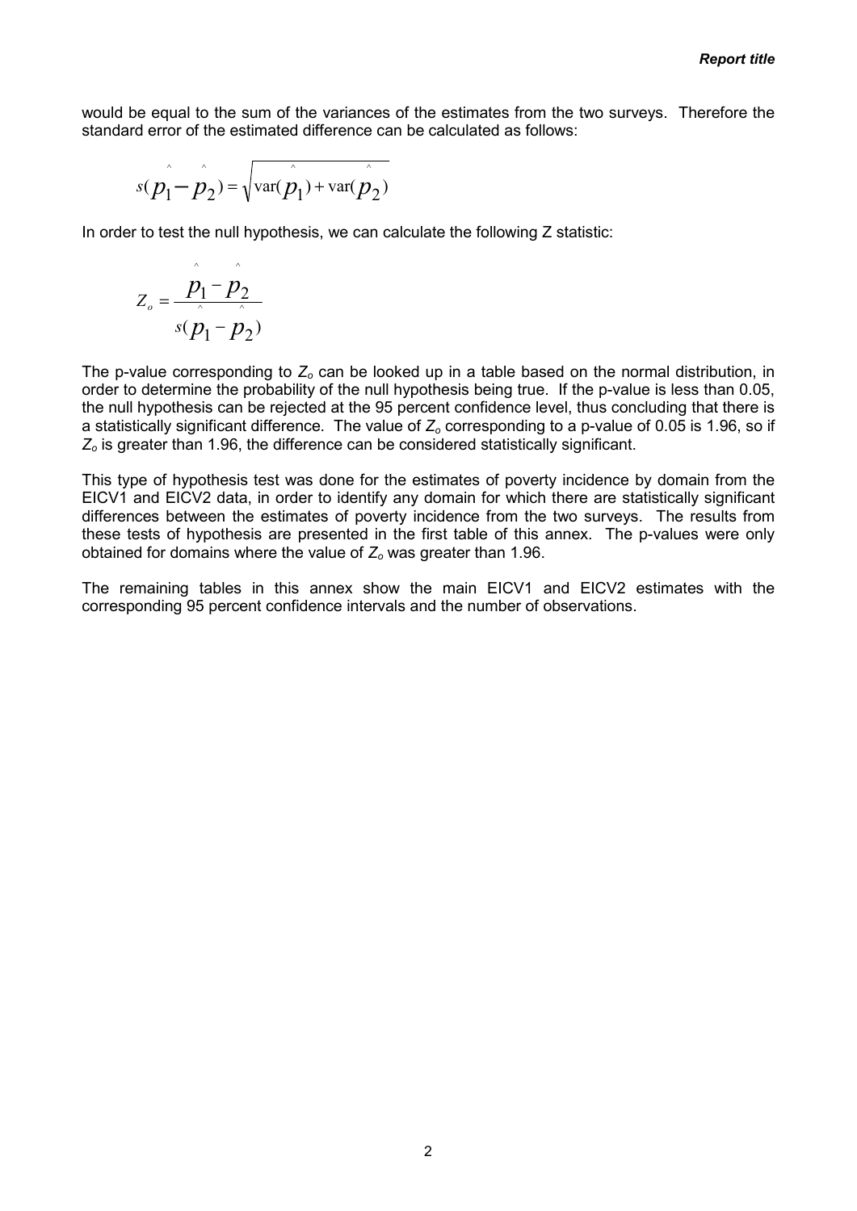would be equal to the sum of the variances of the estimates from the two surveys. Therefore the standard error of the estimated difference can be calculated as follows:

$$s(\hat{p}_1 - \hat{p}_2) = \sqrt{\text{var}(\hat{p}_1) + \text{var}(\hat{p}_2)}$$

In order to test the null hypothesis, we can calculate the following Z statistic:

$$Z_o = \frac{\hat{p}_1 - \hat{p}_2}{s(\hat{p}_1 - \hat{p}_2)}$$

The p-value corresponding to $Z_o$ can be looked up in a table based on the normal distribution, in order to determine the probability of the null hypothesis being true. If the p-value is less than 0.05, the null hypothesis can be rejected at the 95 percent confidence level, thus concluding that there is a statistically significant difference. The value of $Z_o$ corresponding to a p-value of 0.05 is 1.96, so if $Z_o$ is greater than 1.96, the difference can be considered statistically significant.

This type of hypothesis test was done for the estimates of poverty incidence by domain from the EICV1 and EICV2 data, in order to identify any domain for which there are statistically significant differences between the estimates of poverty incidence from the two surveys. The results from these tests of hypothesis are presented in the first table of this annex. The p-values were only obtained for domains where the value of $Z_o$ was greater than 1.96.

The remaining tables in this annex show the main EICV1 and EICV2 estimates with the corresponding 95 percent confidence intervals and the number of observations.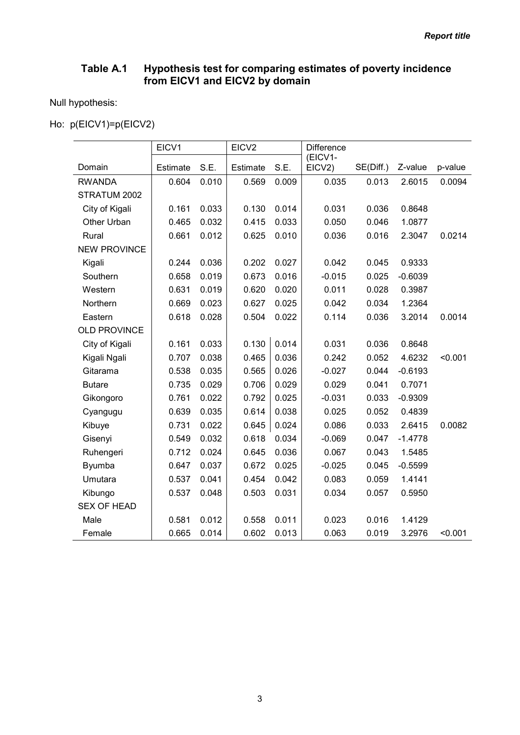### Table A.1 Hypothesis test for comparing estimates of poverty incidence from EICV1 and EICV2 by domain

Null hypothesis:

Ho: p(EICV1)=p(EICV2)

| | EICV1 | | EICV2 | | Difference | | | |
|---|---|---|---|---|---|---|---|---|
| Domain | Estimate | S.E. | Estimate | S.E. | (EICV1-EICV2) | SE(Diff.) | Z-value | p-value |
| RWANDA | 0.604 | 0.010 | 0.569 | 0.009 | 0.035 | 0.013 | 2.6015 | 0.0094 |
| STRATUM 2002 | | | | | | | | |
| City of Kigali | 0.161 | 0.033 | 0.130 | 0.014 | 0.031 | 0.036 | 0.8648 | |
| Other Urban | 0.465 | 0.032 | 0.415 | 0.033 | 0.050 | 0.046 | 1.0877 | |
| Rural | 0.661 | 0.012 | 0.625 | 0.010 | 0.036 | 0.016 | 2.3047 | 0.0214 |
| NEW PROVINCE | | | | | | | | |
| Kigali | 0.244 | 0.036 | 0.202 | 0.027 | 0.042 | 0.045 | 0.9333 | |
| Southern | 0.658 | 0.019 | 0.673 | 0.016 | -0.015 | 0.025 | -0.6039 | |
| Western | 0.631 | 0.019 | 0.620 | 0.020 | 0.011 | 0.028 | 0.3987 | |
| Northern | 0.669 | 0.023 | 0.627 | 0.025 | 0.042 | 0.034 | 1.2364 | |
| Eastern | 0.618 | 0.028 | 0.504 | 0.022 | 0.114 | 0.036 | 3.2014 | 0.0014 |
| OLD PROVINCE | | | | | | | | |
| City of Kigali | 0.161 | 0.033 | 0.130 | 0.014 | 0.031 | 0.036 | 0.8648 | |
| Kigali Ngali | 0.707 | 0.038 | 0.465 | 0.036 | 0.242 | 0.052 | 4.6232 | <0.001 |
| Gitarama | 0.538 | 0.035 | 0.565 | 0.026 | -0.027 | 0.044 | -0.6193 | |
| Butare | 0.735 | 0.029 | 0.706 | 0.029 | 0.029 | 0.041 | 0.7071 | |
| Gikongoro | 0.761 | 0.022 | 0.792 | 0.025 | -0.031 | 0.033 | -0.9309 | |
| Cyangugu | 0.639 | 0.035 | 0.614 | 0.038 | 0.025 | 0.052 | 0.4839 | |
| Kibuye | 0.731 | 0.022 | 0.645 | 0.024 | 0.086 | 0.033 | 2.6415 | 0.0082 |
| Gisenyi | 0.549 | 0.032 | 0.618 | 0.034 | -0.069 | 0.047 | -1.4778 | |
| Ruhengeri | 0.712 | 0.024 | 0.645 | 0.036 | 0.067 | 0.043 | 1.5485 | |
| Byumba | 0.647 | 0.037 | 0.672 | 0.025 | -0.025 | 0.045 | -0.5599 | |
| Umutara | 0.537 | 0.041 | 0.454 | 0.042 | 0.083 | 0.059 | 1.4141 | |
| Kibungo | 0.537 | 0.048 | 0.503 | 0.031 | 0.034 | 0.057 | 0.5950 | |
| SEX OF HEAD | | | | | | | | |
| Male | 0.581 | 0.012 | 0.558 | 0.011 | 0.023 | 0.016 | 1.4129 | |
| Female | 0.665 | 0.014 | 0.602 | 0.013 | 0.063 | 0.019 | 3.2976 | <0.001 |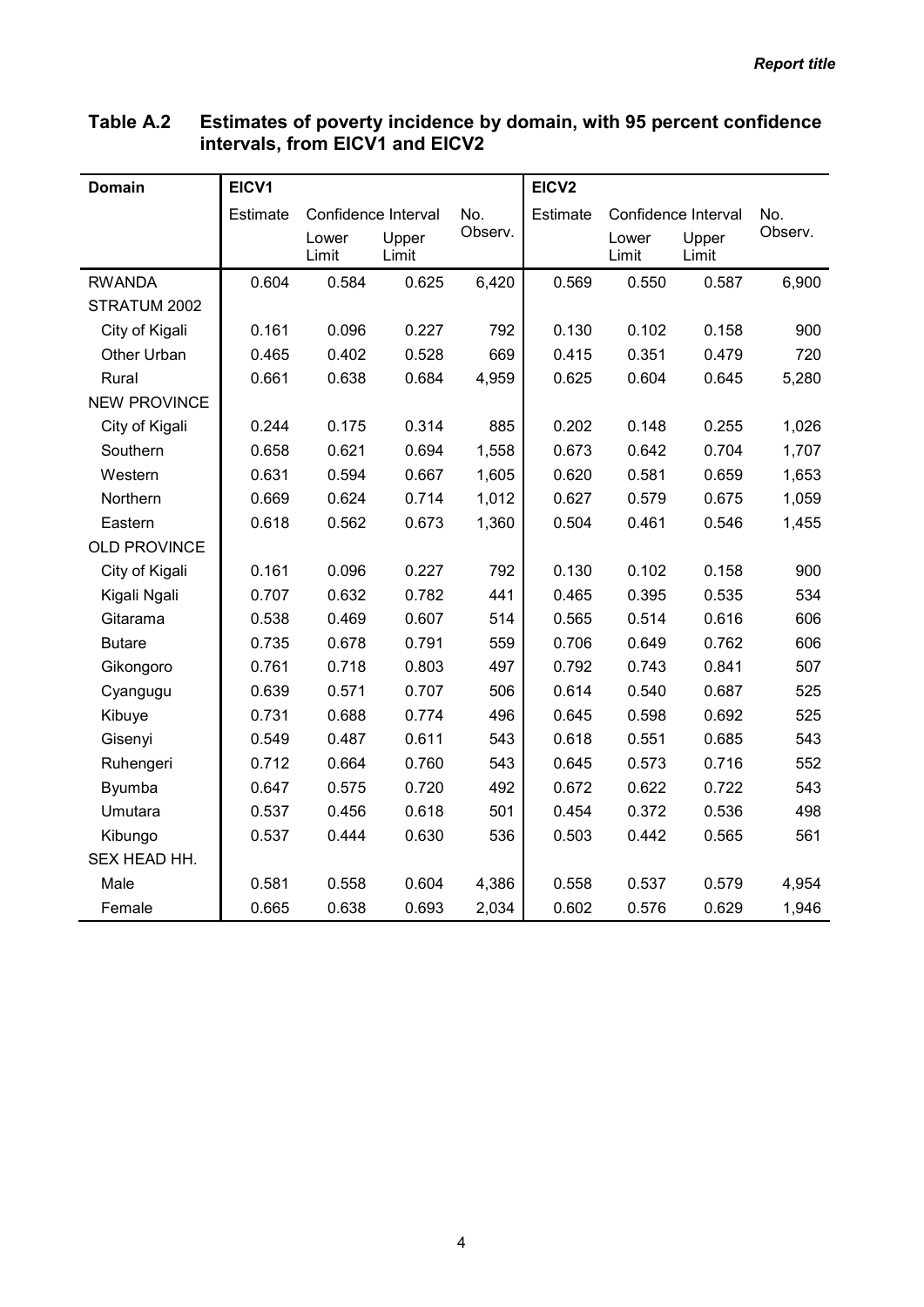**Table A.2 Estimates of poverty incidence by domain, with 95 percent confidence intervals, from EICV1 and EICV2**

| Domain | EICV1 | | | | EICV2 | | | |
|---|---|---|---|---|---|---|---|---|
| | Estimate | Confidence Interval | | No. Observ. | Estimate | Confidence Interval | | No. Observ. |
| | | Lower Limit | Upper Limit | | | Lower Limit | Upper Limit | |
| RWANDA | 0.604 | 0.584 | 0.625 | 6,420 | 0.569 | 0.550 | 0.587 | 6,900 |
| STRATUM 2002 | | | | | | | | |
| City of Kigali | 0.161 | 0.096 | 0.227 | 792 | 0.130 | 0.102 | 0.158 | 900 |
| Other Urban | 0.465 | 0.402 | 0.528 | 669 | 0.415 | 0.351 | 0.479 | 720 |
| Rural | 0.661 | 0.638 | 0.684 | 4,959 | 0.625 | 0.604 | 0.645 | 5,280 |
| NEW PROVINCE | | | | | | | | |
| City of Kigali | 0.244 | 0.175 | 0.314 | 885 | 0.202 | 0.148 | 0.255 | 1,026 |
| Southern | 0.658 | 0.621 | 0.694 | 1,558 | 0.673 | 0.642 | 0.704 | 1,707 |
| Western | 0.631 | 0.594 | 0.667 | 1,605 | 0.620 | 0.581 | 0.659 | 1,653 |
| Northern | 0.669 | 0.624 | 0.714 | 1,012 | 0.627 | 0.579 | 0.675 | 1,059 |
| Eastern | 0.618 | 0.562 | 0.673 | 1,360 | 0.504 | 0.461 | 0.546 | 1,455 |
| OLD PROVINCE | | | | | | | | |
| City of Kigali | 0.161 | 0.096 | 0.227 | 792 | 0.130 | 0.102 | 0.158 | 900 |
| Kigali Ngali | 0.707 | 0.632 | 0.782 | 441 | 0.465 | 0.395 | 0.535 | 534 |
| Gitarama | 0.538 | 0.469 | 0.607 | 514 | 0.565 | 0.514 | 0.616 | 606 |
| Butare | 0.735 | 0.678 | 0.791 | 559 | 0.706 | 0.649 | 0.762 | 606 |
| Gikongoro | 0.761 | 0.718 | 0.803 | 497 | 0.792 | 0.743 | 0.841 | 507 |
| Cyangugu | 0.639 | 0.571 | 0.707 | 506 | 0.614 | 0.540 | 0.687 | 525 |
| Kibuye | 0.731 | 0.688 | 0.774 | 496 | 0.645 | 0.598 | 0.692 | 525 |
| Gisenyi | 0.549 | 0.487 | 0.611 | 543 | 0.618 | 0.551 | 0.685 | 543 |
| Ruhengeri | 0.712 | 0.664 | 0.760 | 543 | 0.645 | 0.573 | 0.716 | 552 |
| Byumba | 0.647 | 0.575 | 0.720 | 492 | 0.672 | 0.622 | 0.722 | 543 |
| Umutara | 0.537 | 0.456 | 0.618 | 501 | 0.454 | 0.372 | 0.536 | 498 |
| Kibungo | 0.537 | 0.444 | 0.630 | 536 | 0.503 | 0.442 | 0.565 | 561 |
| SEX HEAD HH. | | | | | | | | |
| Male | 0.581 | 0.558 | 0.604 | 4,386 | 0.558 | 0.537 | 0.579 | 4,954 |
| Female | 0.665 | 0.638 | 0.693 | 2,034 | 0.602 | 0.576 | 0.629 | 1,946 |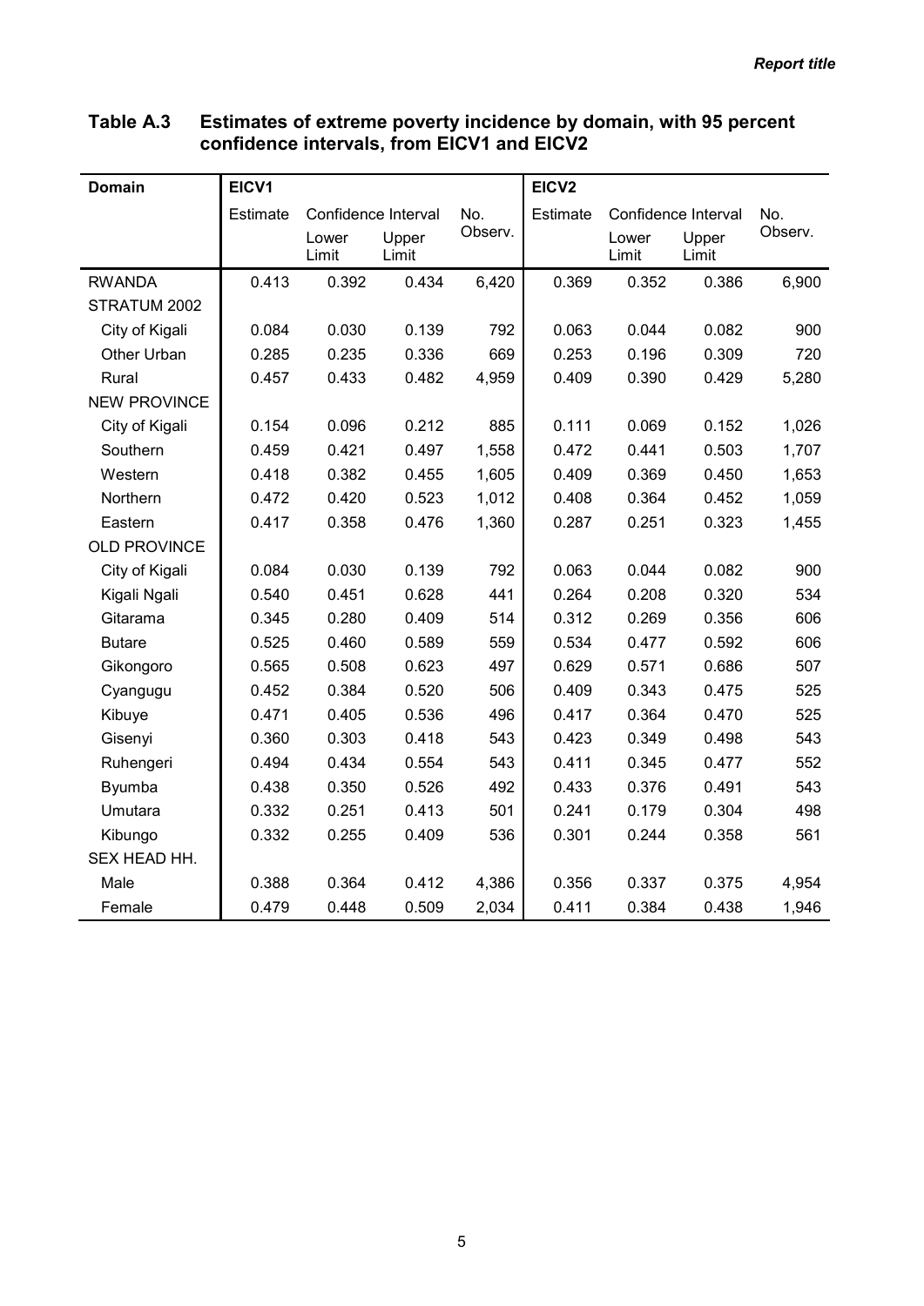**Table A.3 Estimates of extreme poverty incidence by domain, with 95 percent confidence intervals, from EICV1 and EICV2**

| Domain | EICV1 | | | | EICV2 | | | |
|---|---|---|---|---|---|---|---|---|
| | Estimate | Confidence Interval | | No. Observ. | Estimate | Confidence Interval | | No. Observ. |
| | | Lower Limit | Upper Limit | | | Lower Limit | Upper Limit | |
| RWANDA | 0.413 | 0.392 | 0.434 | 6,420 | 0.369 | 0.352 | 0.386 | 6,900 |
| STRATUM 2002 | | | | | | | | |
| City of Kigali | 0.084 | 0.030 | 0.139 | 792 | 0.063 | 0.044 | 0.082 | 900 |
| Other Urban | 0.285 | 0.235 | 0.336 | 669 | 0.253 | 0.196 | 0.309 | 720 |
| Rural | 0.457 | 0.433 | 0.482 | 4,959 | 0.409 | 0.390 | 0.429 | 5,280 |
| NEW PROVINCE | | | | | | | | |
| City of Kigali | 0.154 | 0.096 | 0.212 | 885 | 0.111 | 0.069 | 0.152 | 1,026 |
| Southern | 0.459 | 0.421 | 0.497 | 1,558 | 0.472 | 0.441 | 0.503 | 1,707 |
| Western | 0.418 | 0.382 | 0.455 | 1,605 | 0.409 | 0.369 | 0.450 | 1,653 |
| Northern | 0.472 | 0.420 | 0.523 | 1,012 | 0.408 | 0.364 | 0.452 | 1,059 |
| Eastern | 0.417 | 0.358 | 0.476 | 1,360 | 0.287 | 0.251 | 0.323 | 1,455 |
| OLD PROVINCE | | | | | | | | |
| City of Kigali | 0.084 | 0.030 | 0.139 | 792 | 0.063 | 0.044 | 0.082 | 900 |
| Kigali Ngali | 0.540 | 0.451 | 0.628 | 441 | 0.264 | 0.208 | 0.320 | 534 |
| Gitarama | 0.345 | 0.280 | 0.409 | 514 | 0.312 | 0.269 | 0.356 | 606 |
| Butare | 0.525 | 0.460 | 0.589 | 559 | 0.534 | 0.477 | 0.592 | 606 |
| Gikongoro | 0.565 | 0.508 | 0.623 | 497 | 0.629 | 0.571 | 0.686 | 507 |
| Cyangugu | 0.452 | 0.384 | 0.520 | 506 | 0.409 | 0.343 | 0.475 | 525 |
| Kibuye | 0.471 | 0.405 | 0.536 | 496 | 0.417 | 0.364 | 0.470 | 525 |
| Gisenyi | 0.360 | 0.303 | 0.418 | 543 | 0.423 | 0.349 | 0.498 | 543 |
| Ruhengeri | 0.494 | 0.434 | 0.554 | 543 | 0.411 | 0.345 | 0.477 | 552 |
| Byumba | 0.438 | 0.350 | 0.526 | 492 | 0.433 | 0.376 | 0.491 | 543 |
| Umutara | 0.332 | 0.251 | 0.413 | 501 | 0.241 | 0.179 | 0.304 | 498 |
| Kibungo | 0.332 | 0.255 | 0.409 | 536 | 0.301 | 0.244 | 0.358 | 561 |
| SEX HEAD HH. | | | | | | | | |
| Male | 0.388 | 0.364 | 0.412 | 4,386 | 0.356 | 0.337 | 0.375 | 4,954 |
| Female | 0.479 | 0.448 | 0.509 | 2,034 | 0.411 | 0.384 | 0.438 | 1,946 |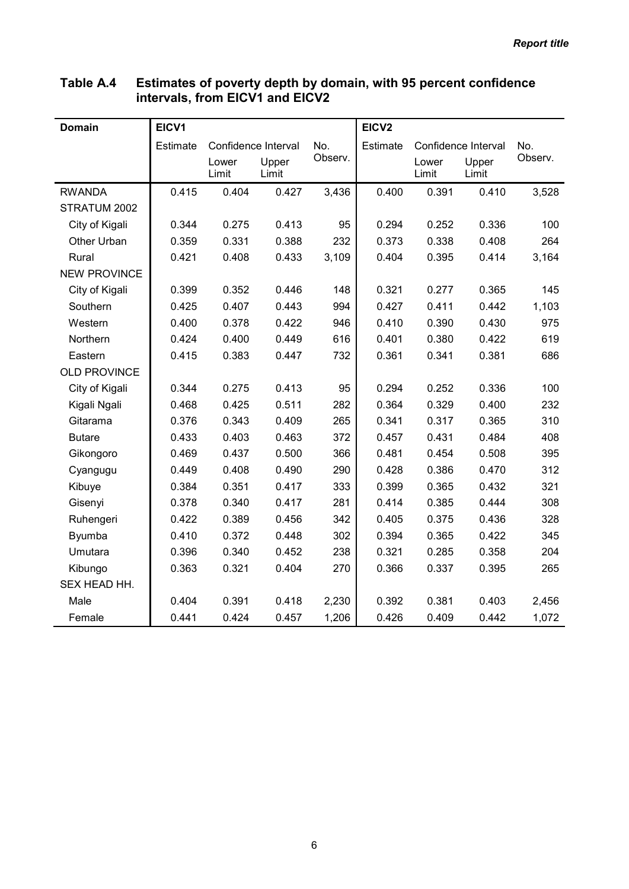**Table A.4 Estimates of poverty depth by domain, with 95 percent confidence intervals, from EICV1 and EICV2**

| Domain | EICV1 | | | | EICV2 | | | |
|---|---|---|---|---|---|---|---|---|
| | Estimate | Confidence Interval | | No. Observ. | Estimate | Confidence Interval | | No. Observ. |
| | | Lower Limit | Upper Limit | | | Lower Limit | Upper Limit | |
| RWANDA | 0.415 | 0.404 | 0.427 | 3,436 | 0.400 | 0.391 | 0.410 | 3,528 |
| STRATUM 2002 | | | | | | | | |
| City of Kigali | 0.344 | 0.275 | 0.413 | 95 | 0.294 | 0.252 | 0.336 | 100 |
| Other Urban | 0.359 | 0.331 | 0.388 | 232 | 0.373 | 0.338 | 0.408 | 264 |
| Rural | 0.421 | 0.408 | 0.433 | 3,109 | 0.404 | 0.395 | 0.414 | 3,164 |
| NEW PROVINCE | | | | | | | | |
| City of Kigali | 0.399 | 0.352 | 0.446 | 148 | 0.321 | 0.277 | 0.365 | 145 |
| Southern | 0.425 | 0.407 | 0.443 | 994 | 0.427 | 0.411 | 0.442 | 1,103 |
| Western | 0.400 | 0.378 | 0.422 | 946 | 0.410 | 0.390 | 0.430 | 975 |
| Northern | 0.424 | 0.400 | 0.449 | 616 | 0.401 | 0.380 | 0.422 | 619 |
| Eastern | 0.415 | 0.383 | 0.447 | 732 | 0.361 | 0.341 | 0.381 | 686 |
| OLD PROVINCE | | | | | | | | |
| City of Kigali | 0.344 | 0.275 | 0.413 | 95 | 0.294 | 0.252 | 0.336 | 100 |
| Kigali Ngali | 0.468 | 0.425 | 0.511 | 282 | 0.364 | 0.329 | 0.400 | 232 |
| Gitarama | 0.376 | 0.343 | 0.409 | 265 | 0.341 | 0.317 | 0.365 | 310 |
| Butare | 0.433 | 0.403 | 0.463 | 372 | 0.457 | 0.431 | 0.484 | 408 |
| Gikongoro | 0.469 | 0.437 | 0.500 | 366 | 0.481 | 0.454 | 0.508 | 395 |
| Cyangugu | 0.449 | 0.408 | 0.490 | 290 | 0.428 | 0.386 | 0.470 | 312 |
| Kibuye | 0.384 | 0.351 | 0.417 | 333 | 0.399 | 0.365 | 0.432 | 321 |
| Gisenyi | 0.378 | 0.340 | 0.417 | 281 | 0.414 | 0.385 | 0.444 | 308 |
| Ruhengeri | 0.422 | 0.389 | 0.456 | 342 | 0.405 | 0.375 | 0.436 | 328 |
| Byumba | 0.410 | 0.372 | 0.448 | 302 | 0.394 | 0.365 | 0.422 | 345 |
| Umutara | 0.396 | 0.340 | 0.452 | 238 | 0.321 | 0.285 | 0.358 | 204 |
| Kibungo | 0.363 | 0.321 | 0.404 | 270 | 0.366 | 0.337 | 0.395 | 265 |
| SEX HEAD HH. | | | | | | | | |
| Male | 0.404 | 0.391 | 0.418 | 2,230 | 0.392 | 0.381 | 0.403 | 2,456 |
| Female | 0.441 | 0.424 | 0.457 | 1,206 | 0.426 | 0.409 | 0.442 | 1,072 |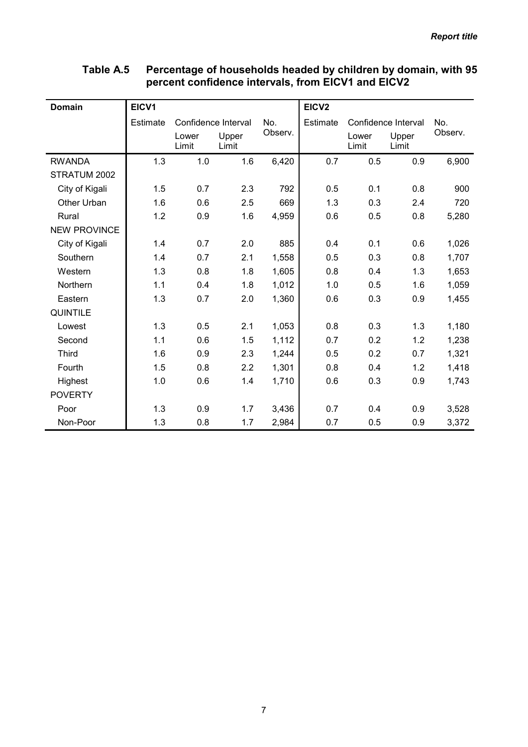**Table A.5 Percentage of households headed by children by domain, with 95 percent confidence intervals, from EICV1 and EICV2**

| Domain | EICV1 | | | | EICV2 | | | |
|---|---|---|---|---|---|---|---|---|
| | Estimate | Confidence Interval | | No. Observ. | Estimate | Confidence Interval | | No. Observ. |
| | | Lower Limit | Upper Limit | | | Lower Limit | Upper Limit | |
| RWANDA | 1.3 | 1.0 | 1.6 | 6,420 | 0.7 | 0.5 | 0.9 | 6,900 |
| STRATUM 2002 | | | | | | | | |
| City of Kigali | 1.5 | 0.7 | 2.3 | 792 | 0.5 | 0.1 | 0.8 | 900 |
| Other Urban | 1.6 | 0.6 | 2.5 | 669 | 1.3 | 0.3 | 2.4 | 720 |
| Rural | 1.2 | 0.9 | 1.6 | 4,959 | 0.6 | 0.5 | 0.8 | 5,280 |
| NEW PROVINCE | | | | | | | | |
| City of Kigali | 1.4 | 0.7 | 2.0 | 885 | 0.4 | 0.1 | 0.6 | 1,026 |
| Southern | 1.4 | 0.7 | 2.1 | 1,558 | 0.5 | 0.3 | 0.8 | 1,707 |
| Western | 1.3 | 0.8 | 1.8 | 1,605 | 0.8 | 0.4 | 1.3 | 1,653 |
| Northern | 1.1 | 0.4 | 1.8 | 1,012 | 1.0 | 0.5 | 1.6 | 1,059 |
| Eastern | 1.3 | 0.7 | 2.0 | 1,360 | 0.6 | 0.3 | 0.9 | 1,455 |
| QUINTILE | | | | | | | | |
| Lowest | 1.3 | 0.5 | 2.1 | 1,053 | 0.8 | 0.3 | 1.3 | 1,180 |
| Second | 1.1 | 0.6 | 1.5 | 1,112 | 0.7 | 0.2 | 1.2 | 1,238 |
| Third | 1.6 | 0.9 | 2.3 | 1,244 | 0.5 | 0.2 | 0.7 | 1,321 |
| Fourth | 1.5 | 0.8 | 2.2 | 1,301 | 0.8 | 0.4 | 1.2 | 1,418 |
| Highest | 1.0 | 0.6 | 1.4 | 1,710 | 0.6 | 0.3 | 0.9 | 1,743 |
| POVERTY | | | | | | | | |
| Poor | 1.3 | 0.9 | 1.7 | 3,436 | 0.7 | 0.4 | 0.9 | 3,528 |
| Non-Poor | 1.3 | 0.8 | 1.7 | 2,984 | 0.7 | 0.5 | 0.9 | 3,372 |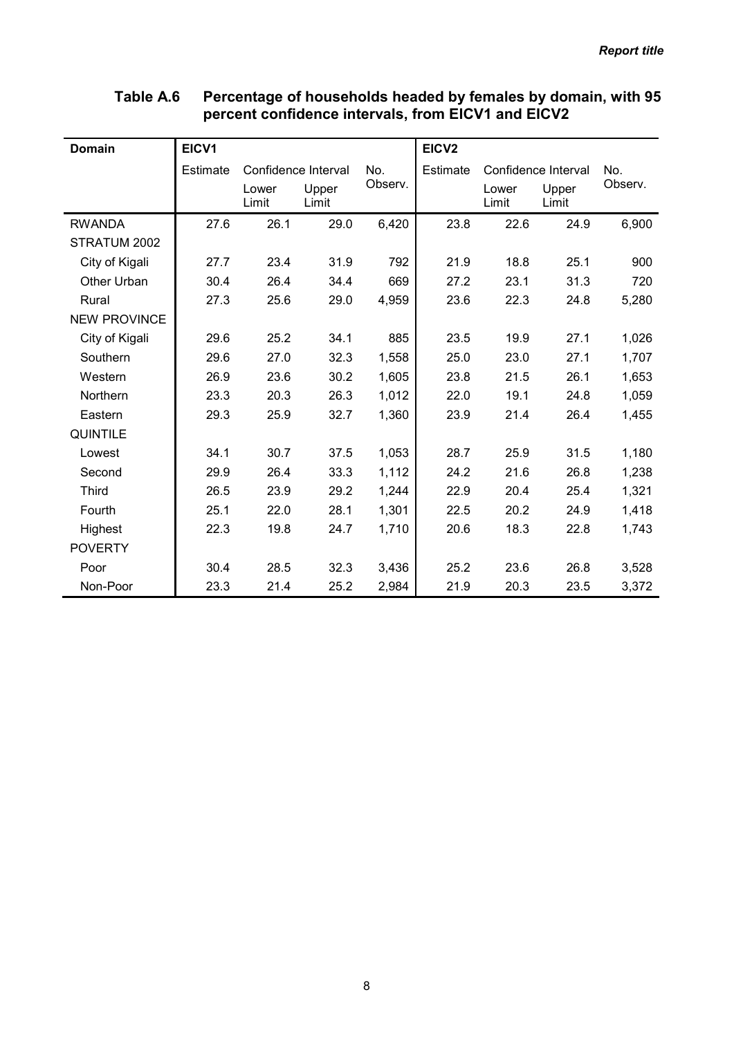**Table A.6 Percentage of households headed by females by domain, with 95 percent confidence intervals, from EICV1 and EICV2**

| Domain | EICV1 | | | | EICV2 | | | |
|---|---|---|---|---|---|---|---|---|
| | Estimate | Confidence Interval | | No. Observ. | Estimate | Confidence Interval | | No. Observ. |
| | | Lower Limit | Upper Limit | | | Lower Limit | Upper Limit | |
| RWANDA | 27.6 | 26.1 | 29.0 | 6,420 | 23.8 | 22.6 | 24.9 | 6,900 |
| STRATUM 2002 | | | | | | | | |
| City of Kigali | 27.7 | 23.4 | 31.9 | 792 | 21.9 | 18.8 | 25.1 | 900 |
| Other Urban | 30.4 | 26.4 | 34.4 | 669 | 27.2 | 23.1 | 31.3 | 720 |
| Rural | 27.3 | 25.6 | 29.0 | 4,959 | 23.6 | 22.3 | 24.8 | 5,280 |
| NEW PROVINCE | | | | | | | | |
| City of Kigali | 29.6 | 25.2 | 34.1 | 885 | 23.5 | 19.9 | 27.1 | 1,026 |
| Southern | 29.6 | 27.0 | 32.3 | 1,558 | 25.0 | 23.0 | 27.1 | 1,707 |
| Western | 26.9 | 23.6 | 30.2 | 1,605 | 23.8 | 21.5 | 26.1 | 1,653 |
| Northern | 23.3 | 20.3 | 26.3 | 1,012 | 22.0 | 19.1 | 24.8 | 1,059 |
| Eastern | 29.3 | 25.9 | 32.7 | 1,360 | 23.9 | 21.4 | 26.4 | 1,455 |
| QUINTILE | | | | | | | | |
| Lowest | 34.1 | 30.7 | 37.5 | 1,053 | 28.7 | 25.9 | 31.5 | 1,180 |
| Second | 29.9 | 26.4 | 33.3 | 1,112 | 24.2 | 21.6 | 26.8 | 1,238 |
| Third | 26.5 | 23.9 | 29.2 | 1,244 | 22.9 | 20.4 | 25.4 | 1,321 |
| Fourth | 25.1 | 22.0 | 28.1 | 1,301 | 22.5 | 20.2 | 24.9 | 1,418 |
| Highest | 22.3 | 19.8 | 24.7 | 1,710 | 20.6 | 18.3 | 22.8 | 1,743 |
| POVERTY | | | | | | | | |
| Poor | 30.4 | 28.5 | 32.3 | 3,436 | 25.2 | 23.6 | 26.8 | 3,528 |
| Non-Poor | 23.3 | 21.4 | 25.2 | 2,984 | 21.9 | 20.3 | 23.5 | 3,372 |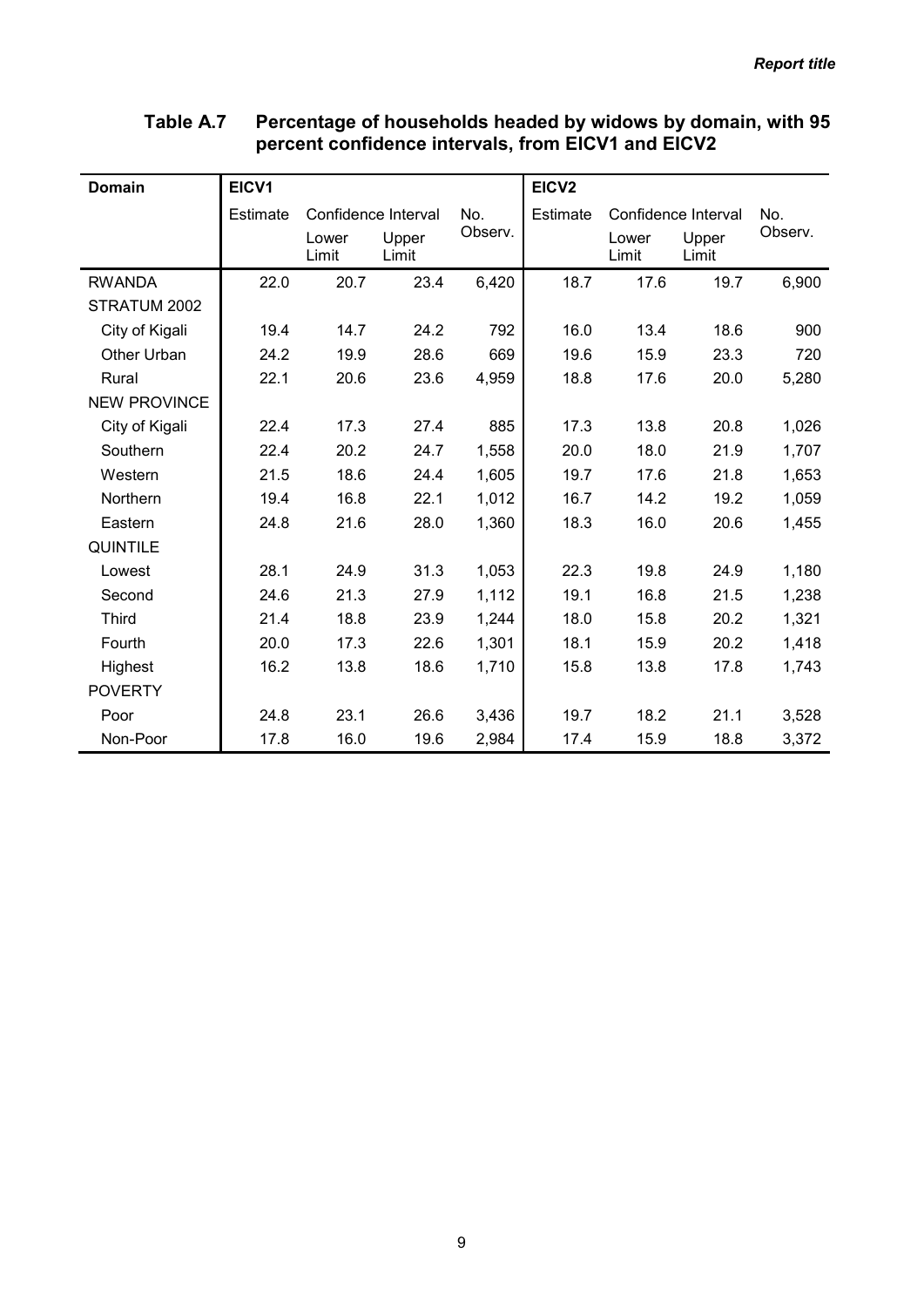**Table A.7 Percentage of households headed by widows by domain, with 95 percent confidence intervals, from EICV1 and EICV2**

| Domain | EICV1 | | | | EICV2 | | | |
|---|---|---|---|---|---|---|---|---|
| | Estimate | Confidence Interval | | No. Observ. | Estimate | Confidence Interval | | No. Observ. |
| | | Lower Limit | Upper Limit | | | Lower Limit | Upper Limit | |
| RWANDA | 22.0 | 20.7 | 23.4 | 6,420 | 18.7 | 17.6 | 19.7 | 6,900 |
| STRATUM 2002 | | | | | | | | |
| City of Kigali | 19.4 | 14.7 | 24.2 | 792 | 16.0 | 13.4 | 18.6 | 900 |
| Other Urban | 24.2 | 19.9 | 28.6 | 669 | 19.6 | 15.9 | 23.3 | 720 |
| Rural | 22.1 | 20.6 | 23.6 | 4,959 | 18.8 | 17.6 | 20.0 | 5,280 |
| NEW PROVINCE | | | | | | | | |
| City of Kigali | 22.4 | 17.3 | 27.4 | 885 | 17.3 | 13.8 | 20.8 | 1,026 |
| Southern | 22.4 | 20.2 | 24.7 | 1,558 | 20.0 | 18.0 | 21.9 | 1,707 |
| Western | 21.5 | 18.6 | 24.4 | 1,605 | 19.7 | 17.6 | 21.8 | 1,653 |
| Northern | 19.4 | 16.8 | 22.1 | 1,012 | 16.7 | 14.2 | 19.2 | 1,059 |
| Eastern | 24.8 | 21.6 | 28.0 | 1,360 | 18.3 | 16.0 | 20.6 | 1,455 |
| QUINTILE | | | | | | | | |
| Lowest | 28.1 | 24.9 | 31.3 | 1,053 | 22.3 | 19.8 | 24.9 | 1,180 |
| Second | 24.6 | 21.3 | 27.9 | 1,112 | 19.1 | 16.8 | 21.5 | 1,238 |
| Third | 21.4 | 18.8 | 23.9 | 1,244 | 18.0 | 15.8 | 20.2 | 1,321 |
| Fourth | 20.0 | 17.3 | 22.6 | 1,301 | 18.1 | 15.9 | 20.2 | 1,418 |
| Highest | 16.2 | 13.8 | 18.6 | 1,710 | 15.8 | 13.8 | 17.8 | 1,743 |
| POVERTY | | | | | | | | |
| Poor | 24.8 | 23.1 | 26.6 | 3,436 | 19.7 | 18.2 | 21.1 | 3,528 |
| Non-Poor | 17.8 | 16.0 | 19.6 | 2,984 | 17.4 | 15.9 | 18.8 | 3,372 |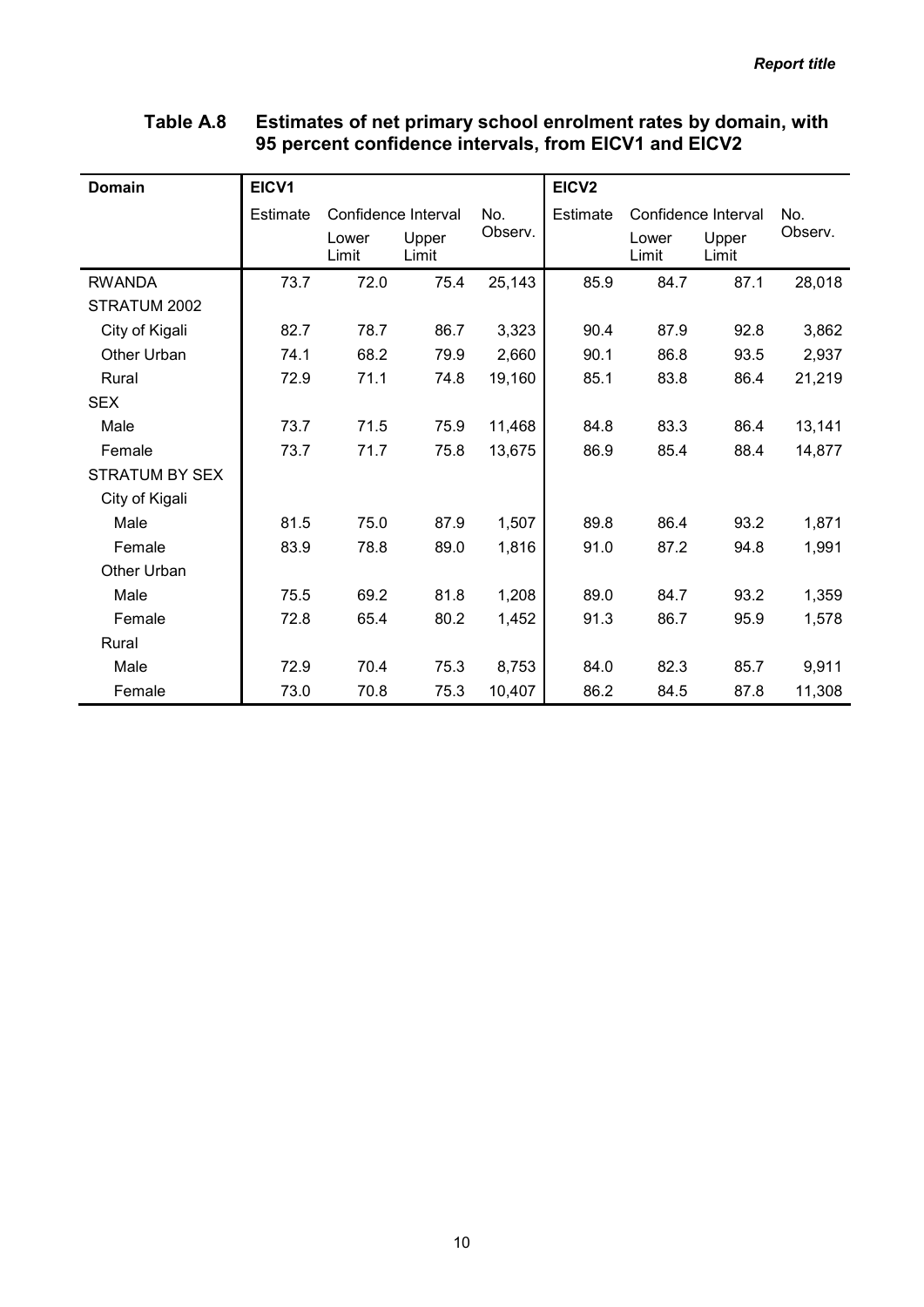**Table A.8 Estimates of net primary school enrolment rates by domain, with 95 percent confidence intervals, from EICV1 and EICV2**

| Domain | EICV1 | | | | EICV2 | | | |
|---|---|---|---|---|---|---|---|---|
| | Estimate | Confidence Interval | | No. Observ. | Estimate | Confidence Interval | | No. Observ. |
| | | Lower Limit | Upper Limit | | | Lower Limit | Upper Limit | |
| RWANDA | 73.7 | 72.0 | 75.4 | 25,143 | 85.9 | 84.7 | 87.1 | 28,018 |
| STRATUM 2002 | | | | | | | | |
| City of Kigali | 82.7 | 78.7 | 86.7 | 3,323 | 90.4 | 87.9 | 92.8 | 3,862 |
| Other Urban | 74.1 | 68.2 | 79.9 | 2,660 | 90.1 | 86.8 | 93.5 | 2,937 |
| Rural | 72.9 | 71.1 | 74.8 | 19,160 | 85.1 | 83.8 | 86.4 | 21,219 |
| SEX | | | | | | | | |
| Male | 73.7 | 71.5 | 75.9 | 11,468 | 84.8 | 83.3 | 86.4 | 13,141 |
| Female | 73.7 | 71.7 | 75.8 | 13,675 | 86.9 | 85.4 | 88.4 | 14,877 |
| STRATUM BY SEX | | | | | | | | |
| City of Kigali | | | | | | | | |
| Male | 81.5 | 75.0 | 87.9 | 1,507 | 89.8 | 86.4 | 93.2 | 1,871 |
| Female | 83.9 | 78.8 | 89.0 | 1,816 | 91.0 | 87.2 | 94.8 | 1,991 |
| Other Urban | | | | | | | | |
| Male | 75.5 | 69.2 | 81.8 | 1,208 | 89.0 | 84.7 | 93.2 | 1,359 |
| Female | 72.8 | 65.4 | 80.2 | 1,452 | 91.3 | 86.7 | 95.9 | 1,578 |
| Rural | | | | | | | | |
| Male | 72.9 | 70.4 | 75.3 | 8,753 | 84.0 | 82.3 | 85.7 | 9,911 |
| Female | 73.0 | 70.8 | 75.3 | 10,407 | 86.2 | 84.5 | 87.8 | 11,308 |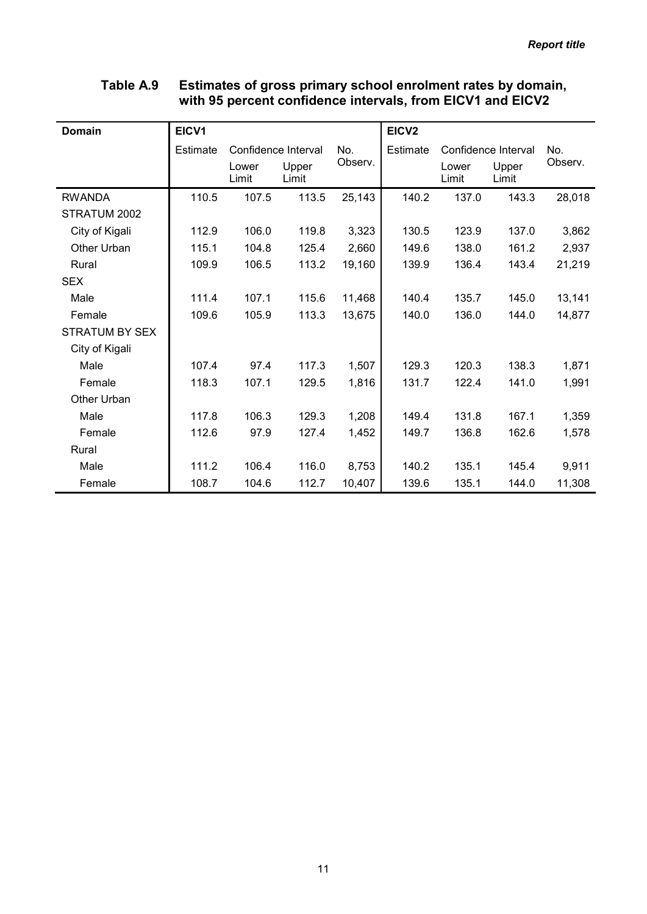**Table A.9 Estimates of gross primary school enrolment rates by domain, with 95 percent confidence intervals, from EICV1 and EICV2**

| Domain | EICV1 | | | | EICV2 | | | |
|---|---|---|---|---|---|---|---|---|
| | Estimate | Confidence Interval | | No. Observ. | Estimate | Confidence Interval | | No. Observ. |
| | | Lower Limit | Upper Limit | | | Lower Limit | Upper Limit | |
| RWANDA | 110.5 | 107.5 | 113.5 | 25,143 | 140.2 | 137.0 | 143.3 | 28,018 |
| STRATUM 2002 | | | | | | | | |
| City of Kigali | 112.9 | 106.0 | 119.8 | 3,323 | 130.5 | 123.9 | 137.0 | 3,862 |
| Other Urban | 115.1 | 104.8 | 125.4 | 2,660 | 149.6 | 138.0 | 161.2 | 2,937 |
| Rural | 109.9 | 106.5 | 113.2 | 19,160 | 139.9 | 136.4 | 143.4 | 21,219 |
| SEX | | | | | | | | |
| Male | 111.4 | 107.1 | 115.6 | 11,468 | 140.4 | 135.7 | 145.0 | 13,141 |
| Female | 109.6 | 105.9 | 113.3 | 13,675 | 140.0 | 136.0 | 144.0 | 14,877 |
| STRATUM BY SEX | | | | | | | | |
| City of Kigali | | | | | | | | |
| Male | 107.4 | 97.4 | 117.3 | 1,507 | 129.3 | 120.3 | 138.3 | 1,871 |
| Female | 118.3 | 107.1 | 129.5 | 1,816 | 131.7 | 122.4 | 141.0 | 1,991 |
| Other Urban | | | | | | | | |
| Male | 117.8 | 106.3 | 129.3 | 1,208 | 149.4 | 131.8 | 167.1 | 1,359 |
| Female | 112.6 | 97.9 | 127.4 | 1,452 | 149.7 | 136.8 | 162.6 | 1,578 |
| Rural | | | | | | | | |
| Male | 111.2 | 106.4 | 116.0 | 8,753 | 140.2 | 135.1 | 145.4 | 9,911 |
| Female | 108.7 | 104.6 | 112.7 | 10,407 | 139.6 | 135.1 | 144.0 | 11,308 |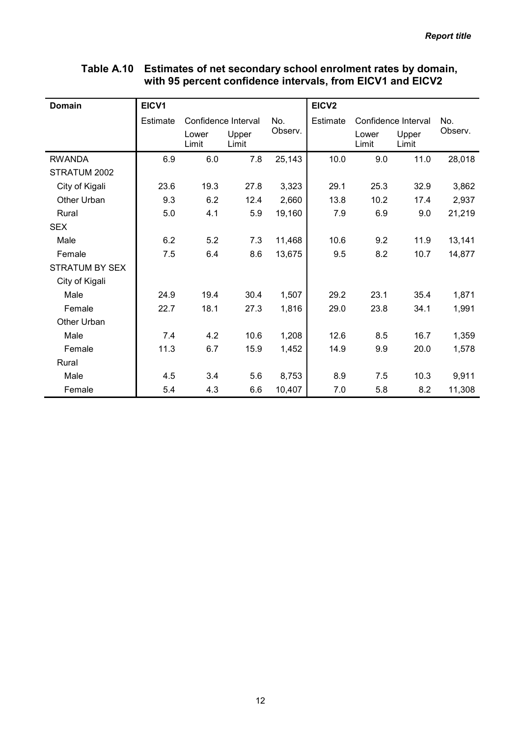**Table A.10 Estimates of net secondary school enrolment rates by domain, with 95 percent confidence intervals, from EICV1 and EICV2**

| Domain | EICV1 | | | | EICV2 | | | |
|---|---|---|---|---|---|---|---|---|
| | Estimate | Confidence Interval | | No. Observ. | Estimate | Confidence Interval | | No. Observ. |
| | | Lower Limit | Upper Limit | | | Lower Limit | Upper Limit | |
| RWANDA | 6.9 | 6.0 | 7.8 | 25,143 | 10.0 | 9.0 | 11.0 | 28,018 |
| STRATUM 2002 | | | | | | | | |
| City of Kigali | 23.6 | 19.3 | 27.8 | 3,323 | 29.1 | 25.3 | 32.9 | 3,862 |
| Other Urban | 9.3 | 6.2 | 12.4 | 2,660 | 13.8 | 10.2 | 17.4 | 2,937 |
| Rural | 5.0 | 4.1 | 5.9 | 19,160 | 7.9 | 6.9 | 9.0 | 21,219 |
| SEX | | | | | | | | |
| Male | 6.2 | 5.2 | 7.3 | 11,468 | 10.6 | 9.2 | 11.9 | 13,141 |
| Female | 7.5 | 6.4 | 8.6 | 13,675 | 9.5 | 8.2 | 10.7 | 14,877 |
| STRATUM BY SEX | | | | | | | | |
| City of Kigali | | | | | | | | |
| Male | 24.9 | 19.4 | 30.4 | 1,507 | 29.2 | 23.1 | 35.4 | 1,871 |
| Female | 22.7 | 18.1 | 27.3 | 1,816 | 29.0 | 23.8 | 34.1 | 1,991 |
| Other Urban | | | | | | | | |
| Male | 7.4 | 4.2 | 10.6 | 1,208 | 12.6 | 8.5 | 16.7 | 1,359 |
| Female | 11.3 | 6.7 | 15.9 | 1,452 | 14.9 | 9.9 | 20.0 | 1,578 |
| Rural | | | | | | | | |
| Male | 4.5 | 3.4 | 5.6 | 8,753 | 8.9 | 7.5 | 10.3 | 9,911 |
| Female | 5.4 | 4.3 | 6.6 | 10,407 | 7.0 | 5.8 | 8.2 | 11,308 |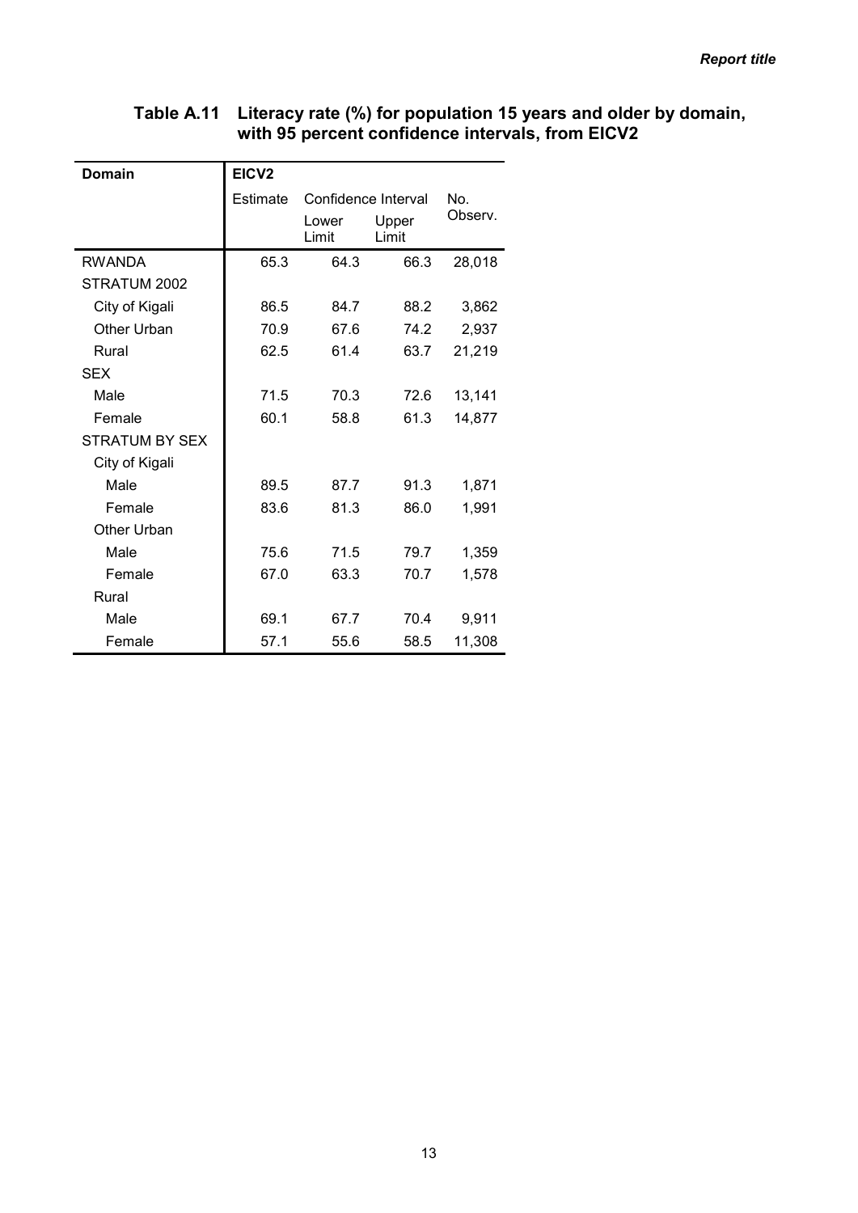## Table A.11 Literacy rate (%) for population 15 years and older by domain, with 95 percent confidence intervals, from EICV2

| Domain | EICV2 | | | |
|---|---|---|---|---|
| | Estimate | Confidence Interval | | No. Observ. |
| | | Lower Limit | Upper Limit | |
| RWANDA | 65.3 | 64.3 | 66.3 | 28,018 |
| STRATUM 2002 | | | | |
| City of Kigali | 86.5 | 84.7 | 88.2 | 3,862 |
| Other Urban | 70.9 | 67.6 | 74.2 | 2,937 |
| Rural | 62.5 | 61.4 | 63.7 | 21,219 |
| SEX | | | | |
| Male | 71.5 | 70.3 | 72.6 | 13,141 |
| Female | 60.1 | 58.8 | 61.3 | 14,877 |
| STRATUM BY SEX | | | | |
| City of Kigali | | | | |
| Male | 89.5 | 87.7 | 91.3 | 1,871 |
| Female | 83.6 | 81.3 | 86.0 | 1,991 |
| Other Urban | | | | |
| Male | 75.6 | 71.5 | 79.7 | 1,359 |
| Female | 67.0 | 63.3 | 70.7 | 1,578 |
| Rural | | | | |
| Male | 69.1 | 67.7 | 70.4 | 9,911 |
| Female | 57.1 | 55.6 | 58.5 | 11,308 |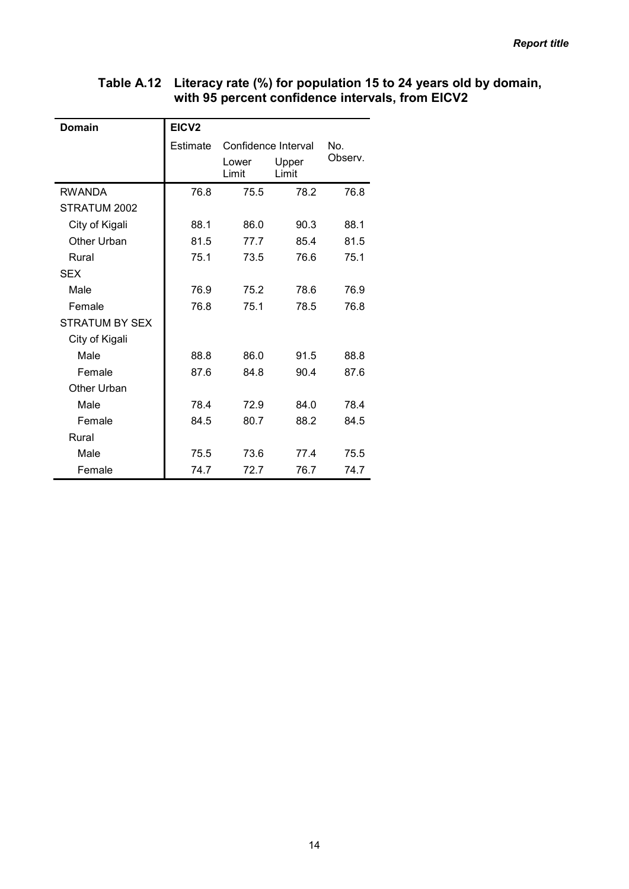## Table A.12 Literacy rate (%) for population 15 to 24 years old by domain, with 95 percent confidence intervals, from EICV2

| Domain | EICV2 | | | |
|---|---|---|---|---|
| | Estimate | Confidence Interval | | No. Observ. |
| | | Lower Limit | Upper Limit | |
| RWANDA | 76.8 | 75.5 | 78.2 | 76.8 |
| STRATUM 2002 | | | | |
| City of Kigali | 88.1 | 86.0 | 90.3 | 88.1 |
| Other Urban | 81.5 | 77.7 | 85.4 | 81.5 |
| Rural | 75.1 | 73.5 | 76.6 | 75.1 |
| SEX | | | | |
| Male | 76.9 | 75.2 | 78.6 | 76.9 |
| Female | 76.8 | 75.1 | 78.5 | 76.8 |
| STRATUM BY SEX | | | | |
| City of Kigali | | | | |
| Male | 88.8 | 86.0 | 91.5 | 88.8 |
| Female | 87.6 | 84.8 | 90.4 | 87.6 |
| Other Urban | | | | |
| Male | 78.4 | 72.9 | 84.0 | 78.4 |
| Female | 84.5 | 80.7 | 88.2 | 84.5 |
| Rural | | | | |
| Male | 75.5 | 73.6 | 77.4 | 75.5 |
| Female | 74.7 | 72.7 | 76.7 | 74.7 |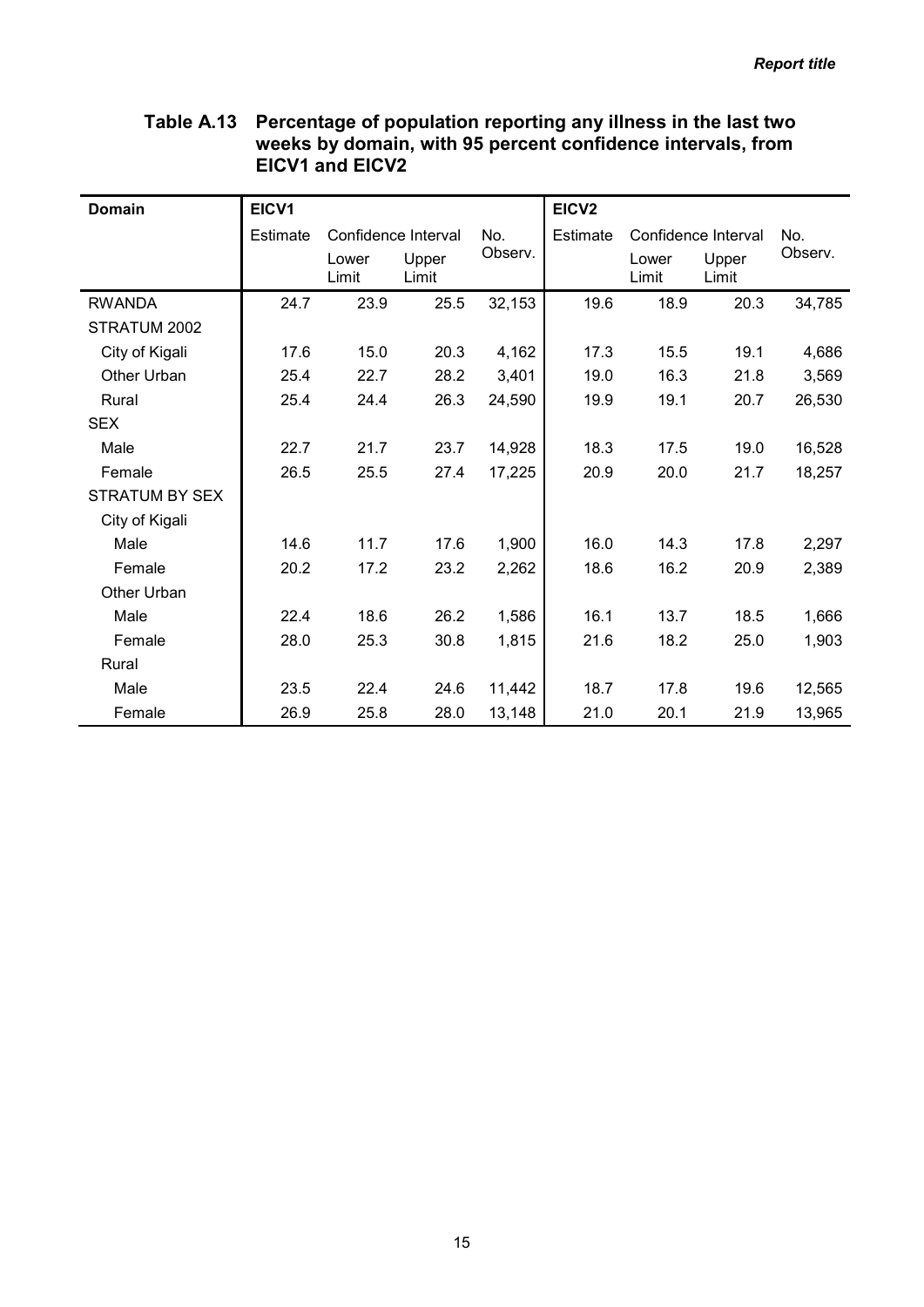**Table A.13 Percentage of population reporting any illness in the last two weeks by domain, with 95 percent confidence intervals, from EICV1 and EICV2**

| Domain | EICV1 | | | | EICV2 | | | |
|---|---|---|---|---|---|---|---|---|
| | Estimate | Confidence Interval | | No. Observ. | Estimate | Confidence Interval | | No. Observ. |
| | | Lower Limit | Upper Limit | | | Lower Limit | Upper Limit | |
| RWANDA | 24.7 | 23.9 | 25.5 | 32,153 | 19.6 | 18.9 | 20.3 | 34,785 |
| STRATUM 2002 | | | | | | | | |
| City of Kigali | 17.6 | 15.0 | 20.3 | 4,162 | 17.3 | 15.5 | 19.1 | 4,686 |
| Other Urban | 25.4 | 22.7 | 28.2 | 3,401 | 19.0 | 16.3 | 21.8 | 3,569 |
| Rural | 25.4 | 24.4 | 26.3 | 24,590 | 19.9 | 19.1 | 20.7 | 26,530 |
| SEX | | | | | | | | |
| Male | 22.7 | 21.7 | 23.7 | 14,928 | 18.3 | 17.5 | 19.0 | 16,528 |
| Female | 26.5 | 25.5 | 27.4 | 17,225 | 20.9 | 20.0 | 21.7 | 18,257 |
| STRATUM BY SEX | | | | | | | | |
| City of Kigali | | | | | | | | |
| Male | 14.6 | 11.7 | 17.6 | 1,900 | 16.0 | 14.3 | 17.8 | 2,297 |
| Female | 20.2 | 17.2 | 23.2 | 2,262 | 18.6 | 16.2 | 20.9 | 2,389 |
| Other Urban | | | | | | | | |
| Male | 22.4 | 18.6 | 26.2 | 1,586 | 16.1 | 13.7 | 18.5 | 1,666 |
| Female | 28.0 | 25.3 | 30.8 | 1,815 | 21.6 | 18.2 | 25.0 | 1,903 |
| Rural | | | | | | | | |
| Male | 23.5 | 22.4 | 24.6 | 11,442 | 18.7 | 17.8 | 19.6 | 12,565 |
| Female | 26.9 | 25.8 | 28.0 | 13,148 | 21.0 | 20.1 | 21.9 | 13,965 |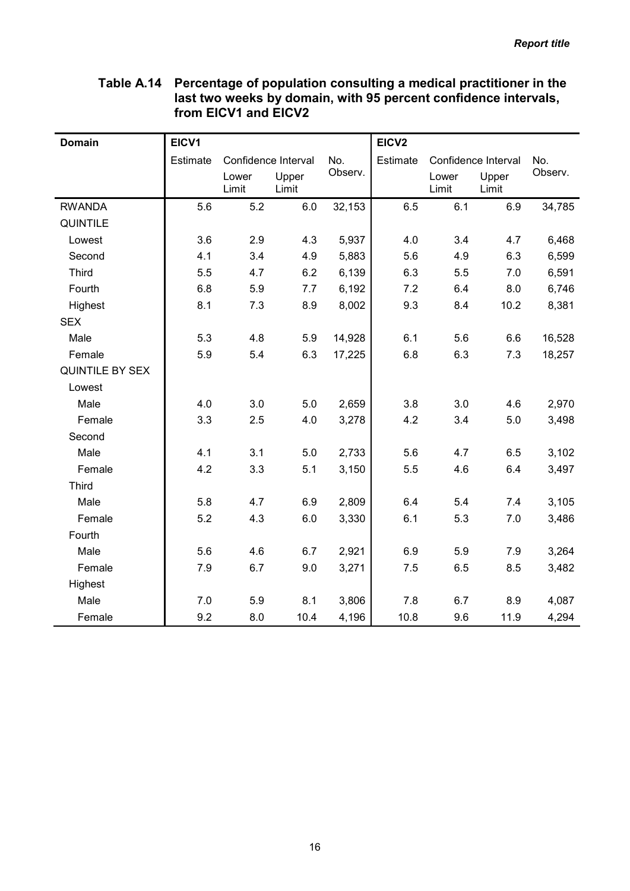**Table A.14 Percentage of population consulting a medical practitioner in the last two weeks by domain, with 95 percent confidence intervals, from EICV1 and EICV2**

| Domain | EICV1 | | | | EICV2 | | | |
|---|---|---|---|---|---|---|---|---|
| | Estimate | Confidence Interval | | No. Observ. | Estimate | Confidence Interval | | No. Observ. |
| | | Lower Limit | Upper Limit | | | Lower Limit | Upper Limit | |
| RWANDA | 5.6 | 5.2 | 6.0 | 32,153 | 6.5 | 6.1 | 6.9 | 34,785 |
| QUINTILE | | | | | | | | |
| Lowest | 3.6 | 2.9 | 4.3 | 5,937 | 4.0 | 3.4 | 4.7 | 6,468 |
| Second | 4.1 | 3.4 | 4.9 | 5,883 | 5.6 | 4.9 | 6.3 | 6,599 |
| Third | 5.5 | 4.7 | 6.2 | 6,139 | 6.3 | 5.5 | 7.0 | 6,591 |
| Fourth | 6.8 | 5.9 | 7.7 | 6,192 | 7.2 | 6.4 | 8.0 | 6,746 |
| Highest | 8.1 | 7.3 | 8.9 | 8,002 | 9.3 | 8.4 | 10.2 | 8,381 |
| SEX | | | | | | | | |
| Male | 5.3 | 4.8 | 5.9 | 14,928 | 6.1 | 5.6 | 6.6 | 16,528 |
| Female | 5.9 | 5.4 | 6.3 | 17,225 | 6.8 | 6.3 | 7.3 | 18,257 |
| QUINTILE BY SEX | | | | | | | | |
| Lowest | | | | | | | | |
| Male | 4.0 | 3.0 | 5.0 | 2,659 | 3.8 | 3.0 | 4.6 | 2,970 |
| Female | 3.3 | 2.5 | 4.0 | 3,278 | 4.2 | 3.4 | 5.0 | 3,498 |
| Second | | | | | | | | |
| Male | 4.1 | 3.1 | 5.0 | 2,733 | 5.6 | 4.7 | 6.5 | 3,102 |
| Female | 4.2 | 3.3 | 5.1 | 3,150 | 5.5 | 4.6 | 6.4 | 3,497 |
| Third | | | | | | | | |
| Male | 5.8 | 4.7 | 6.9 | 2,809 | 6.4 | 5.4 | 7.4 | 3,105 |
| Female | 5.2 | 4.3 | 6.0 | 3,330 | 6.1 | 5.3 | 7.0 | 3,486 |
| Fourth | | | | | | | | |
| Male | 5.6 | 4.6 | 6.7 | 2,921 | 6.9 | 5.9 | 7.9 | 3,264 |
| Female | 7.9 | 6.7 | 9.0 | 3,271 | 7.5 | 6.5 | 8.5 | 3,482 |
| Highest | | | | | | | | |
| Male | 7.0 | 5.9 | 8.1 | 3,806 | 7.8 | 6.7 | 8.9 | 4,087 |
| Female | 9.2 | 8.0 | 10.4 | 4,196 | 10.8 | 9.6 | 11.9 | 4,294 |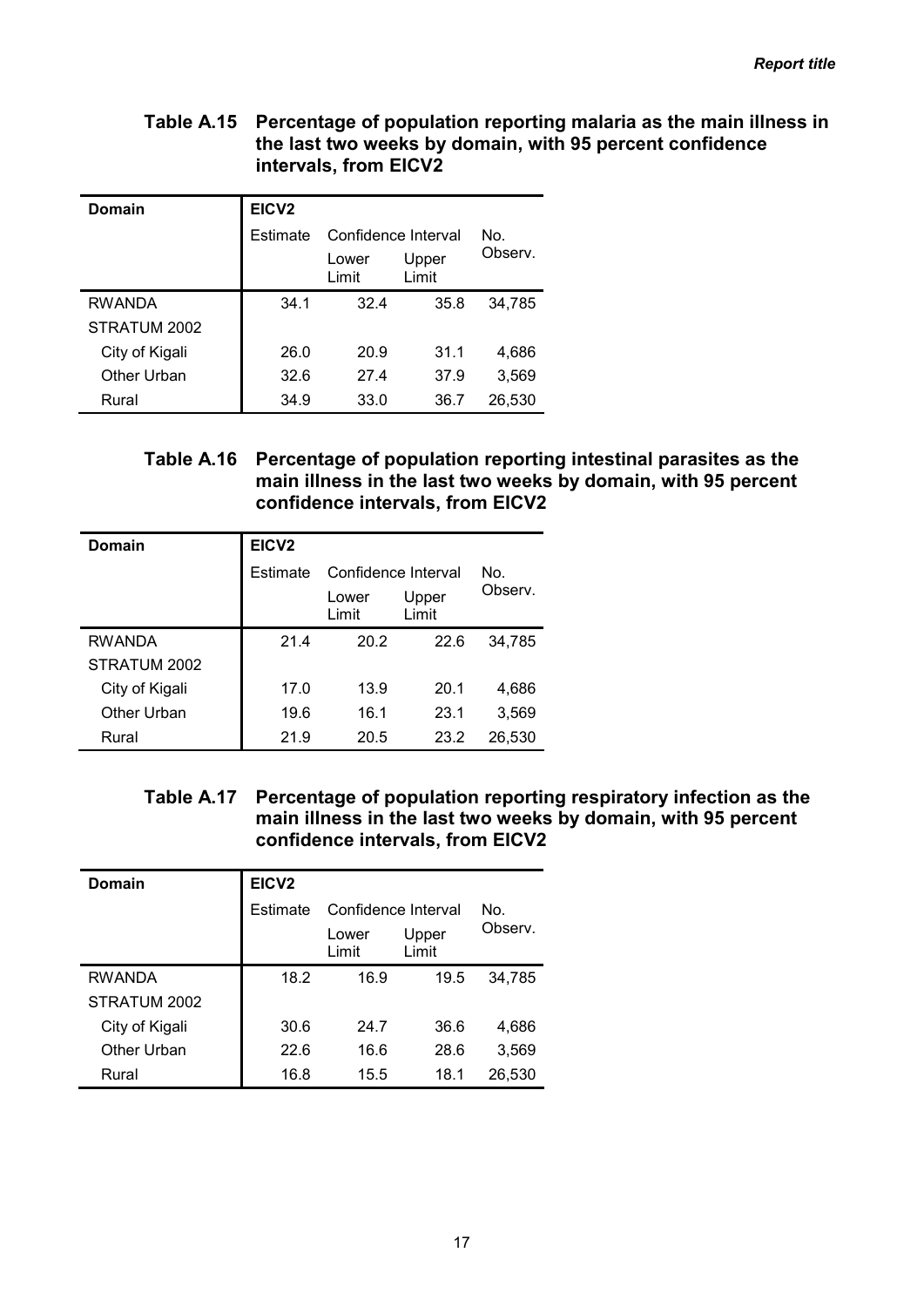**Table A.15 Percentage of population reporting malaria as the main illness in the last two weeks by domain, with 95 percent confidence intervals, from EICV2**

| Domain | EICV2 | | | |
|---|---|---|---|---|
| | Estimate | Confidence Interval | | No. Observ. |
| | | Lower Limit | Upper Limit | |
| RWANDA | 34.1 | 32.4 | 35.8 | 34,785 |
| STRATUM 2002 | | | | |
| City of Kigali | 26.0 | 20.9 | 31.1 | 4,686 |
| Other Urban | 32.6 | 27.4 | 37.9 | 3,569 |
| Rural | 34.9 | 33.0 | 36.7 | 26,530 |

**Table A.16 Percentage of population reporting intestinal parasites as the main illness in the last two weeks by domain, with 95 percent confidence intervals, from EICV2**

| Domain | EICV2 | | | |
|---|---|---|---|---|
| | Estimate | Confidence Interval | | No. Observ. |
| | | Lower Limit | Upper Limit | |
| RWANDA | 21.4 | 20.2 | 22.6 | 34,785 |
| STRATUM 2002 | | | | |
| City of Kigali | 17.0 | 13.9 | 20.1 | 4,686 |
| Other Urban | 19.6 | 16.1 | 23.1 | 3,569 |
| Rural | 21.9 | 20.5 | 23.2 | 26,530 |

**Table A.17 Percentage of population reporting respiratory infection as the main illness in the last two weeks by domain, with 95 percent confidence intervals, from EICV2**

| Domain | EICV2 | | | |
|---|---|---|---|---|
| | Estimate | Confidence Interval | | No. Observ. |
| | | Lower Limit | Upper Limit | |
| RWANDA | 18.2 | 16.9 | 19.5 | 34,785 |
| STRATUM 2002 | | | | |
| City of Kigali | 30.6 | 24.7 | 36.6 | 4,686 |
| Other Urban | 22.6 | 16.6 | 28.6 | 3,569 |
| Rural | 16.8 | 15.5 | 18.1 | 26,530 |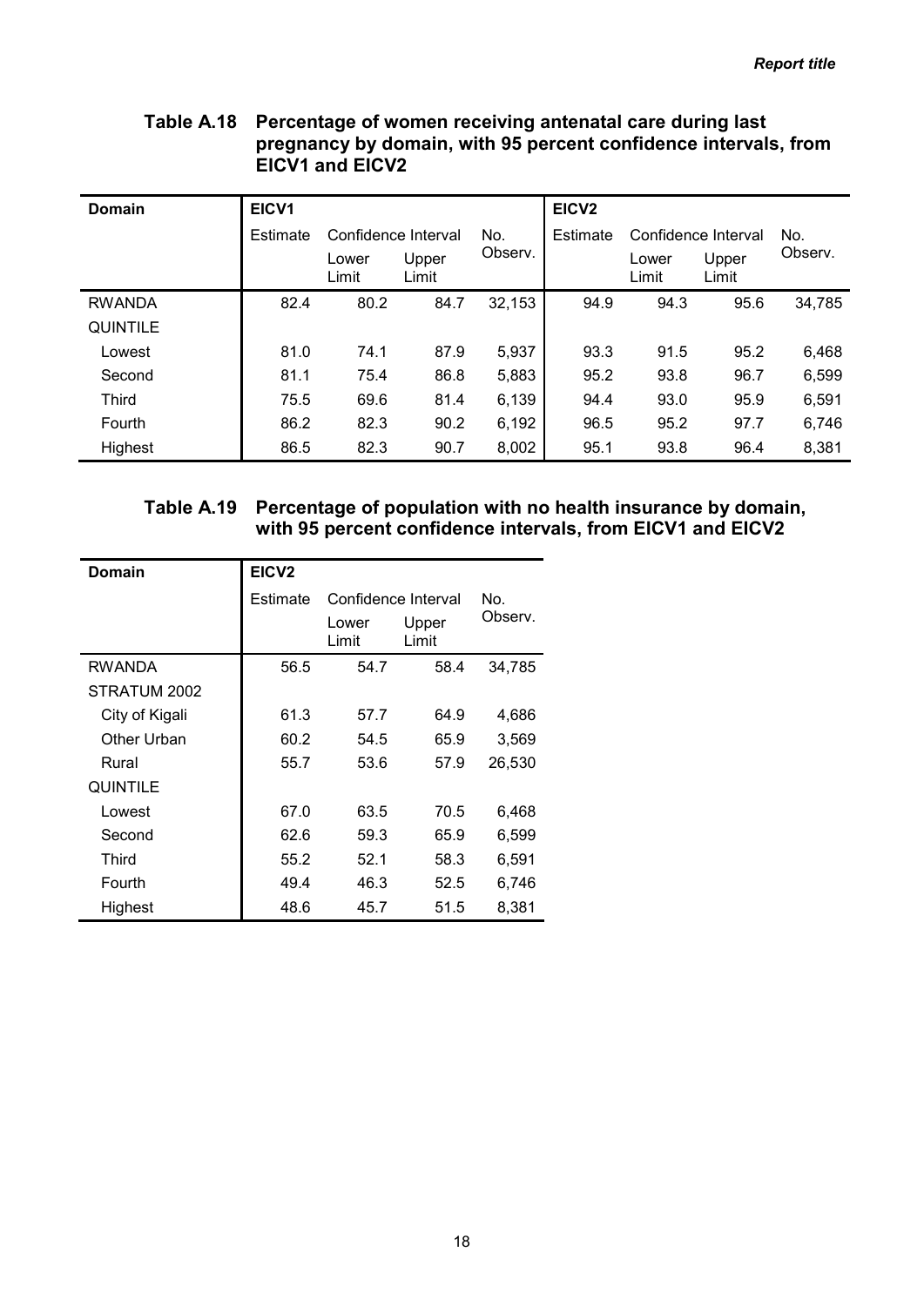### Table A.18 Percentage of women receiving antenatal care during last pregnancy by domain, with 95 percent confidence intervals, from EICV1 and EICV2

| Domain | EICV1 | | | | EICV2 | | | |
|---|---|---|---|---|---|---|---|---|
| | Estimate | Confidence Interval | | No. Observ. | Estimate | Confidence Interval | | No. Observ. |
| | | Lower Limit | Upper Limit | | | Lower Limit | Upper Limit | |
| RWANDA | 82.4 | 80.2 | 84.7 | 32,153 | 94.9 | 94.3 | 95.6 | 34,785 |
| QUINTILE | | | | | | | | |
| Lowest | 81.0 | 74.1 | 87.9 | 5,937 | 93.3 | 91.5 | 95.2 | 6,468 |
| Second | 81.1 | 75.4 | 86.8 | 5,883 | 95.2 | 93.8 | 96.7 | 6,599 |
| Third | 75.5 | 69.6 | 81.4 | 6,139 | 94.4 | 93.0 | 95.9 | 6,591 |
| Fourth | 86.2 | 82.3 | 90.2 | 6,192 | 96.5 | 95.2 | 97.7 | 6,746 |
| Highest | 86.5 | 82.3 | 90.7 | 8,002 | 95.1 | 93.8 | 96.4 | 8,381 |

### Table A.19 Percentage of population with no health insurance by domain, with 95 percent confidence intervals, from EICV1 and EICV2

| Domain | EICV2 | | | |
|---|---|---|---|---|
| | Estimate | Confidence Interval | | No. Observ. |
| | | Lower Limit | Upper Limit | |
| RWANDA | 56.5 | 54.7 | 58.4 | 34,785 |
| STRATUM 2002 | | | | |
| City of Kigali | 61.3 | 57.7 | 64.9 | 4,686 |
| Other Urban | 60.2 | 54.5 | 65.9 | 3,569 |
| Rural | 55.7 | 53.6 | 57.9 | 26,530 |
| QUINTILE | | | | |
| Lowest | 67.0 | 63.5 | 70.5 | 6,468 |
| Second | 62.6 | 59.3 | 65.9 | 6,599 |
| Third | 55.2 | 52.1 | 58.3 | 6,591 |
| Fourth | 49.4 | 46.3 | 52.5 | 6,746 |
| Highest | 48.6 | 45.7 | 51.5 | 8,381 |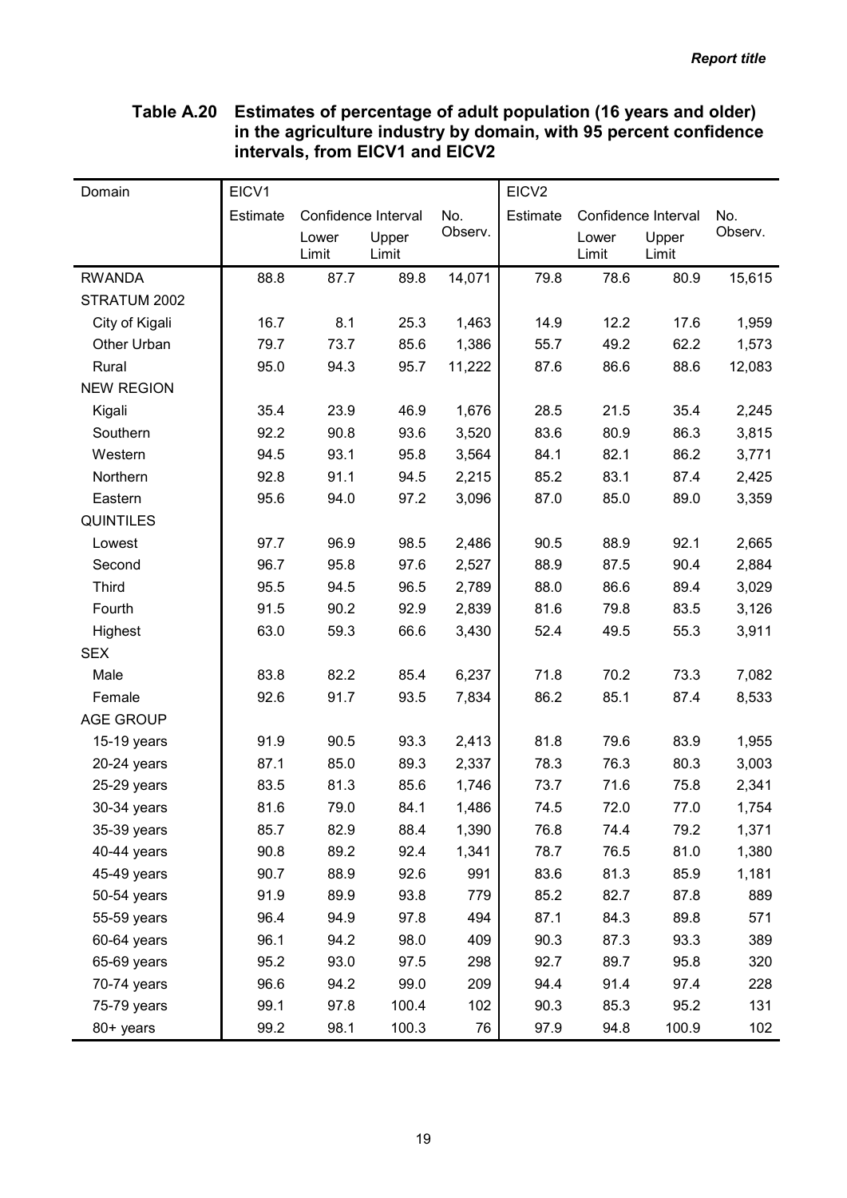**Table A.20 Estimates of percentage of adult population (16 years and older) in the agriculture industry by domain, with 95 percent confidence intervals, from EICV1 and EICV2**

| Domain | EICV1 | | | | EICV2 | | | |
|---|---|---|---|---|---|---|---|---|
| | Estimate | Confidence Interval | | No. Observ. | Estimate | Confidence Interval | | No. Observ. |
| | | Lower Limit | Upper Limit | | | Lower Limit | Upper Limit | |
| RWANDA | 88.8 | 87.7 | 89.8 | 14,071 | 79.8 | 78.6 | 80.9 | 15,615 |
| STRATUM 2002 | | | | | | | | |
| City of Kigali | 16.7 | 8.1 | 25.3 | 1,463 | 14.9 | 12.2 | 17.6 | 1,959 |
| Other Urban | 79.7 | 73.7 | 85.6 | 1,386 | 55.7 | 49.2 | 62.2 | 1,573 |
| Rural | 95.0 | 94.3 | 95.7 | 11,222 | 87.6 | 86.6 | 88.6 | 12,083 |
| NEW REGION | | | | | | | | |
| Kigali | 35.4 | 23.9 | 46.9 | 1,676 | 28.5 | 21.5 | 35.4 | 2,245 |
| Southern | 92.2 | 90.8 | 93.6 | 3,520 | 83.6 | 80.9 | 86.3 | 3,815 |
| Western | 94.5 | 93.1 | 95.8 | 3,564 | 84.1 | 82.1 | 86.2 | 3,771 |
| Northern | 92.8 | 91.1 | 94.5 | 2,215 | 85.2 | 83.1 | 87.4 | 2,425 |
| Eastern | 95.6 | 94.0 | 97.2 | 3,096 | 87.0 | 85.0 | 89.0 | 3,359 |
| QUINTILES | | | | | | | | |
| Lowest | 97.7 | 96.9 | 98.5 | 2,486 | 90.5 | 88.9 | 92.1 | 2,665 |
| Second | 96.7 | 95.8 | 97.6 | 2,527 | 88.9 | 87.5 | 90.4 | 2,884 |
| Third | 95.5 | 94.5 | 96.5 | 2,789 | 88.0 | 86.6 | 89.4 | 3,029 |
| Fourth | 91.5 | 90.2 | 92.9 | 2,839 | 81.6 | 79.8 | 83.5 | 3,126 |
| Highest | 63.0 | 59.3 | 66.6 | 3,430 | 52.4 | 49.5 | 55.3 | 3,911 |
| SEX | | | | | | | | |
| Male | 83.8 | 82.2 | 85.4 | 6,237 | 71.8 | 70.2 | 73.3 | 7,082 |
| Female | 92.6 | 91.7 | 93.5 | 7,834 | 86.2 | 85.1 | 87.4 | 8,533 |
| AGE GROUP | | | | | | | | |
| 15-19 years | 91.9 | 90.5 | 93.3 | 2,413 | 81.8 | 79.6 | 83.9 | 1,955 |
| 20-24 years | 87.1 | 85.0 | 89.3 | 2,337 | 78.3 | 76.3 | 80.3 | 3,003 |
| 25-29 years | 83.5 | 81.3 | 85.6 | 1,746 | 73.7 | 71.6 | 75.8 | 2,341 |
| 30-34 years | 81.6 | 79.0 | 84.1 | 1,486 | 74.5 | 72.0 | 77.0 | 1,754 |
| 35-39 years | 85.7 | 82.9 | 88.4 | 1,390 | 76.8 | 74.4 | 79.2 | 1,371 |
| 40-44 years | 90.8 | 89.2 | 92.4 | 1,341 | 78.7 | 76.5 | 81.0 | 1,380 |
| 45-49 years | 90.7 | 88.9 | 92.6 | 991 | 83.6 | 81.3 | 85.9 | 1,181 |
| 50-54 years | 91.9 | 89.9 | 93.8 | 779 | 85.2 | 82.7 | 87.8 | 889 |
| 55-59 years | 96.4 | 94.9 | 97.8 | 494 | 87.1 | 84.3 | 89.8 | 571 |
| 60-64 years | 96.1 | 94.2 | 98.0 | 409 | 90.3 | 87.3 | 93.3 | 389 |
| 65-69 years | 95.2 | 93.0 | 97.5 | 298 | 92.7 | 89.7 | 95.8 | 320 |
| 70-74 years | 96.6 | 94.2 | 99.0 | 209 | 94.4 | 91.4 | 97.4 | 228 |
| 75-79 years | 99.1 | 97.8 | 100.4 | 102 | 90.3 | 85.3 | 95.2 | 131 |
| 80+ years | 99.2 | 98.1 | 100.3 | 76 | 97.9 | 94.8 | 100.9 | 102 |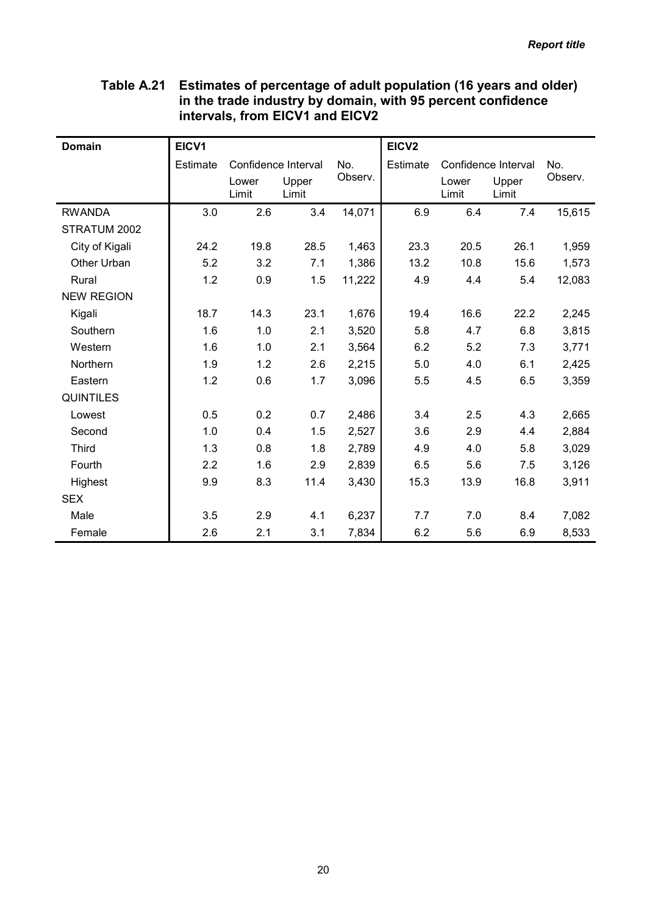**Table A.21 Estimates of percentage of adult population (16 years and older) in the trade industry by domain, with 95 percent confidence intervals, from EICV1 and EICV2**

| Domain | EICV1 | | | | EICV2 | | | |
|---|---|---|---|---|---|---|---|---|
| | Estimate | Confidence Interval | | No. Observ. | Estimate | Confidence Interval | | No. Observ. |
| | | Lower Limit | Upper Limit | | | Lower Limit | Upper Limit | |
| RWANDA | 3.0 | 2.6 | 3.4 | 14,071 | 6.9 | 6.4 | 7.4 | 15,615 |
| STRATUM 2002 | | | | | | | | |
| City of Kigali | 24.2 | 19.8 | 28.5 | 1,463 | 23.3 | 20.5 | 26.1 | 1,959 |
| Other Urban | 5.2 | 3.2 | 7.1 | 1,386 | 13.2 | 10.8 | 15.6 | 1,573 |
| Rural | 1.2 | 0.9 | 1.5 | 11,222 | 4.9 | 4.4 | 5.4 | 12,083 |
| NEW REGION | | | | | | | | |
| Kigali | 18.7 | 14.3 | 23.1 | 1,676 | 19.4 | 16.6 | 22.2 | 2,245 |
| Southern | 1.6 | 1.0 | 2.1 | 3,520 | 5.8 | 4.7 | 6.8 | 3,815 |
| Western | 1.6 | 1.0 | 2.1 | 3,564 | 6.2 | 5.2 | 7.3 | 3,771 |
| Northern | 1.9 | 1.2 | 2.6 | 2,215 | 5.0 | 4.0 | 6.1 | 2,425 |
| Eastern | 1.2 | 0.6 | 1.7 | 3,096 | 5.5 | 4.5 | 6.5 | 3,359 |
| QUINTILES | | | | | | | | |
| Lowest | 0.5 | 0.2 | 0.7 | 2,486 | 3.4 | 2.5 | 4.3 | 2,665 |
| Second | 1.0 | 0.4 | 1.5 | 2,527 | 3.6 | 2.9 | 4.4 | 2,884 |
| Third | 1.3 | 0.8 | 1.8 | 2,789 | 4.9 | 4.0 | 5.8 | 3,029 |
| Fourth | 2.2 | 1.6 | 2.9 | 2,839 | 6.5 | 5.6 | 7.5 | 3,126 |
| Highest | 9.9 | 8.3 | 11.4 | 3,430 | 15.3 | 13.9 | 16.8 | 3,911 |
| SEX | | | | | | | | |
| Male | 3.5 | 2.9 | 4.1 | 6,237 | 7.7 | 7.0 | 8.4 | 7,082 |
| Female | 2.6 | 2.1 | 3.1 | 7,834 | 6.2 | 5.6 | 6.9 | 8,533 |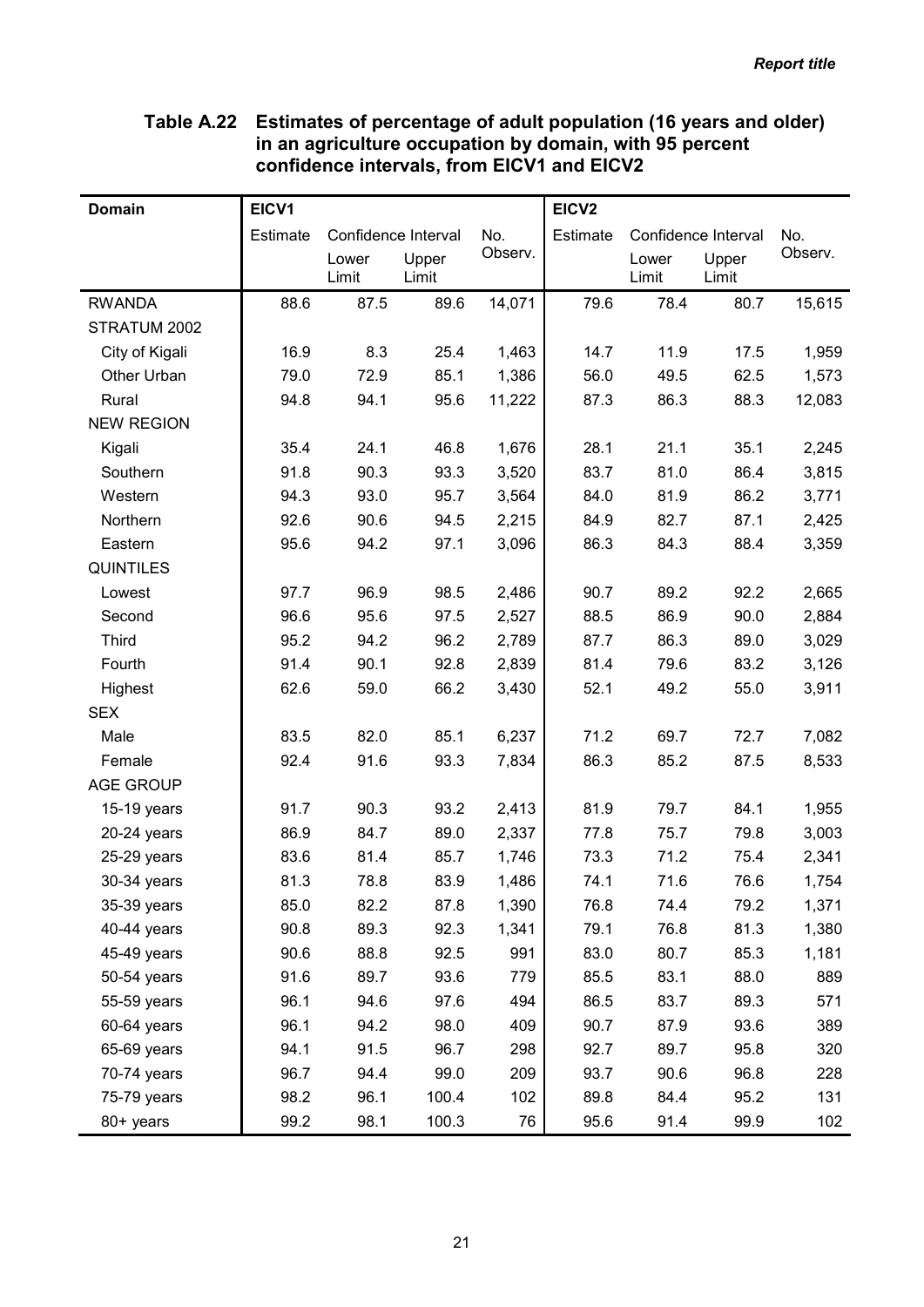### Table A.22 Estimates of percentage of adult population (16 years and older) in an agriculture occupation by domain, with 95 percent confidence intervals, from EICV1 and EICV2

| Domain | EICV1 | | | | EICV2 | | | |
|---|---|---|---|---|---|---|---|---|
| | Estimate | Confidence Interval | | No. Observ. | Estimate | Confidence Interval | | No. Observ. |
| | | Lower Limit | Upper Limit | | | Lower Limit | Upper Limit | |
| RWANDA | 88.6 | 87.5 | 89.6 | 14,071 | 79.6 | 78.4 | 80.7 | 15,615 |
| STRATUM 2002 | | | | | | | | |
| City of Kigali | 16.9 | 8.3 | 25.4 | 1,463 | 14.7 | 11.9 | 17.5 | 1,959 |
| Other Urban | 79.0 | 72.9 | 85.1 | 1,386 | 56.0 | 49.5 | 62.5 | 1,573 |
| Rural | 94.8 | 94.1 | 95.6 | 11,222 | 87.3 | 86.3 | 88.3 | 12,083 |
| NEW REGION | | | | | | | | |
| Kigali | 35.4 | 24.1 | 46.8 | 1,676 | 28.1 | 21.1 | 35.1 | 2,245 |
| Southern | 91.8 | 90.3 | 93.3 | 3,520 | 83.7 | 81.0 | 86.4 | 3,815 |
| Western | 94.3 | 93.0 | 95.7 | 3,564 | 84.0 | 81.9 | 86.2 | 3,771 |
| Northern | 92.6 | 90.6 | 94.5 | 2,215 | 84.9 | 82.7 | 87.1 | 2,425 |
| Eastern | 95.6 | 94.2 | 97.1 | 3,096 | 86.3 | 84.3 | 88.4 | 3,359 |
| QUINTILES | | | | | | | | |
| Lowest | 97.7 | 96.9 | 98.5 | 2,486 | 90.7 | 89.2 | 92.2 | 2,665 |
| Second | 96.6 | 95.6 | 97.5 | 2,527 | 88.5 | 86.9 | 90.0 | 2,884 |
| Third | 95.2 | 94.2 | 96.2 | 2,789 | 87.7 | 86.3 | 89.0 | 3,029 |
| Fourth | 91.4 | 90.1 | 92.8 | 2,839 | 81.4 | 79.6 | 83.2 | 3,126 |
| Highest | 62.6 | 59.0 | 66.2 | 3,430 | 52.1 | 49.2 | 55.0 | 3,911 |
| SEX | | | | | | | | |
| Male | 83.5 | 82.0 | 85.1 | 6,237 | 71.2 | 69.7 | 72.7 | 7,082 |
| Female | 92.4 | 91.6 | 93.3 | 7,834 | 86.3 | 85.2 | 87.5 | 8,533 |
| AGE GROUP | | | | | | | | |
| 15-19 years | 91.7 | 90.3 | 93.2 | 2,413 | 81.9 | 79.7 | 84.1 | 1,955 |
| 20-24 years | 86.9 | 84.7 | 89.0 | 2,337 | 77.8 | 75.7 | 79.8 | 3,003 |
| 25-29 years | 83.6 | 81.4 | 85.7 | 1,746 | 73.3 | 71.2 | 75.4 | 2,341 |
| 30-34 years | 81.3 | 78.8 | 83.9 | 1,486 | 74.1 | 71.6 | 76.6 | 1,754 |
| 35-39 years | 85.0 | 82.2 | 87.8 | 1,390 | 76.8 | 74.4 | 79.2 | 1,371 |
| 40-44 years | 90.8 | 89.3 | 92.3 | 1,341 | 79.1 | 76.8 | 81.3 | 1,380 |
| 45-49 years | 90.6 | 88.8 | 92.5 | 991 | 83.0 | 80.7 | 85.3 | 1,181 |
| 50-54 years | 91.6 | 89.7 | 93.6 | 779 | 85.5 | 83.1 | 88.0 | 889 |
| 55-59 years | 96.1 | 94.6 | 97.6 | 494 | 86.5 | 83.7 | 89.3 | 571 |
| 60-64 years | 96.1 | 94.2 | 98.0 | 409 | 90.7 | 87.9 | 93.6 | 389 |
| 65-69 years | 94.1 | 91.5 | 96.7 | 298 | 92.7 | 89.7 | 95.8 | 320 |
| 70-74 years | 96.7 | 94.4 | 99.0 | 209 | 93.7 | 90.6 | 96.8 | 228 |
| 75-79 years | 98.2 | 96.1 | 100.4 | 102 | 89.8 | 84.4 | 95.2 | 131 |
| 80+ years | 99.2 | 98.1 | 100.3 | 76 | 95.6 | 91.4 | 99.9 | 102 |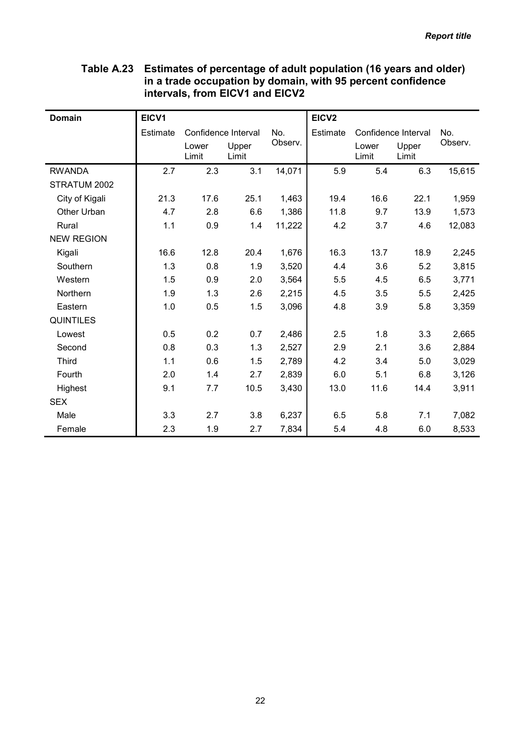**Table A.23 Estimates of percentage of adult population (16 years and older) in a trade occupation by domain, with 95 percent confidence intervals, from EICV1 and EICV2**

| Domain | EICV1 | | | | EICV2 | | | |
|---|---|---|---|---|---|---|---|---|
| | Estimate | Confidence Interval | | No. Observ. | Estimate | Confidence Interval | | No. Observ. |
| | | Lower Limit | Upper Limit | | | Lower Limit | Upper Limit | |
| RWANDA | 2.7 | 2.3 | 3.1 | 14,071 | 5.9 | 5.4 | 6.3 | 15,615 |
| STRATUM 2002 | | | | | | | | |
| City of Kigali | 21.3 | 17.6 | 25.1 | 1,463 | 19.4 | 16.6 | 22.1 | 1,959 |
| Other Urban | 4.7 | 2.8 | 6.6 | 1,386 | 11.8 | 9.7 | 13.9 | 1,573 |
| Rural | 1.1 | 0.9 | 1.4 | 11,222 | 4.2 | 3.7 | 4.6 | 12,083 |
| NEW REGION | | | | | | | | |
| Kigali | 16.6 | 12.8 | 20.4 | 1,676 | 16.3 | 13.7 | 18.9 | 2,245 |
| Southern | 1.3 | 0.8 | 1.9 | 3,520 | 4.4 | 3.6 | 5.2 | 3,815 |
| Western | 1.5 | 0.9 | 2.0 | 3,564 | 5.5 | 4.5 | 6.5 | 3,771 |
| Northern | 1.9 | 1.3 | 2.6 | 2,215 | 4.5 | 3.5 | 5.5 | 2,425 |
| Eastern | 1.0 | 0.5 | 1.5 | 3,096 | 4.8 | 3.9 | 5.8 | 3,359 |
| QUINTILES | | | | | | | | |
| Lowest | 0.5 | 0.2 | 0.7 | 2,486 | 2.5 | 1.8 | 3.3 | 2,665 |
| Second | 0.8 | 0.3 | 1.3 | 2,527 | 2.9 | 2.1 | 3.6 | 2,884 |
| Third | 1.1 | 0.6 | 1.5 | 2,789 | 4.2 | 3.4 | 5.0 | 3,029 |
| Fourth | 2.0 | 1.4 | 2.7 | 2,839 | 6.0 | 5.1 | 6.8 | 3,126 |
| Highest | 9.1 | 7.7 | 10.5 | 3,430 | 13.0 | 11.6 | 14.4 | 3,911 |
| SEX | | | | | | | | |
| Male | 3.3 | 2.7 | 3.8 | 6,237 | 6.5 | 5.8 | 7.1 | 7,082 |
| Female | 2.3 | 1.9 | 2.7 | 7,834 | 5.4 | 4.8 | 6.0 | 8,533 |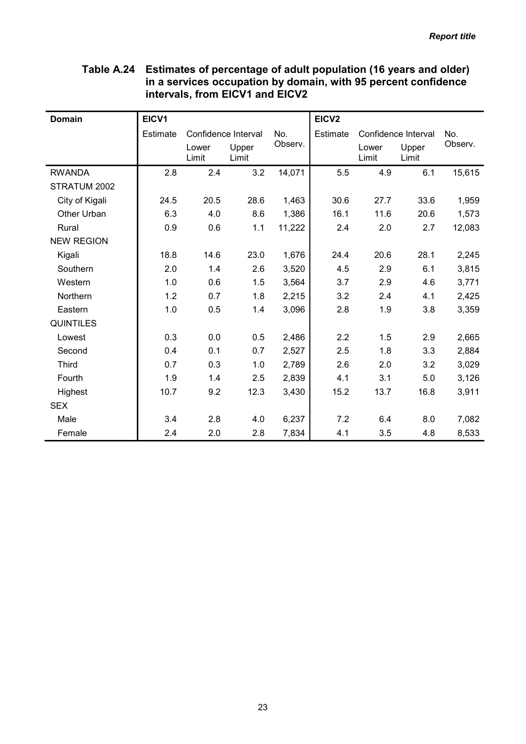**Table A.24 Estimates of percentage of adult population (16 years and older) in a services occupation by domain, with 95 percent confidence intervals, from EICV1 and EICV2**

| Domain | EICV1 | | | | EICV2 | | | |
|---|---|---|---|---|---|---|---|---|
| | Estimate | Confidence Interval | | No. Observ. | Estimate | Confidence Interval | | No. Observ. |
| | | Lower Limit | Upper Limit | | | Lower Limit | Upper Limit | |
| RWANDA | 2.8 | 2.4 | 3.2 | 14,071 | 5.5 | 4.9 | 6.1 | 15,615 |
| STRATUM 2002 | | | | | | | | |
| City of Kigali | 24.5 | 20.5 | 28.6 | 1,463 | 30.6 | 27.7 | 33.6 | 1,959 |
| Other Urban | 6.3 | 4.0 | 8.6 | 1,386 | 16.1 | 11.6 | 20.6 | 1,573 |
| Rural | 0.9 | 0.6 | 1.1 | 11,222 | 2.4 | 2.0 | 2.7 | 12,083 |
| NEW REGION | | | | | | | | |
| Kigali | 18.8 | 14.6 | 23.0 | 1,676 | 24.4 | 20.6 | 28.1 | 2,245 |
| Southern | 2.0 | 1.4 | 2.6 | 3,520 | 4.5 | 2.9 | 6.1 | 3,815 |
| Western | 1.0 | 0.6 | 1.5 | 3,564 | 3.7 | 2.9 | 4.6 | 3,771 |
| Northern | 1.2 | 0.7 | 1.8 | 2,215 | 3.2 | 2.4 | 4.1 | 2,425 |
| Eastern | 1.0 | 0.5 | 1.4 | 3,096 | 2.8 | 1.9 | 3.8 | 3,359 |
| QUINTILES | | | | | | | | |
| Lowest | 0.3 | 0.0 | 0.5 | 2,486 | 2.2 | 1.5 | 2.9 | 2,665 |
| Second | 0.4 | 0.1 | 0.7 | 2,527 | 2.5 | 1.8 | 3.3 | 2,884 |
| Third | 0.7 | 0.3 | 1.0 | 2,789 | 2.6 | 2.0 | 3.2 | 3,029 |
| Fourth | 1.9 | 1.4 | 2.5 | 2,839 | 4.1 | 3.1 | 5.0 | 3,126 |
| Highest | 10.7 | 9.2 | 12.3 | 3,430 | 15.2 | 13.7 | 16.8 | 3,911 |
| SEX | | | | | | | | |
| Male | 3.4 | 2.8 | 4.0 | 6,237 | 7.2 | 6.4 | 8.0 | 7,082 |
| Female | 2.4 | 2.0 | 2.8 | 7,834 | 4.1 | 3.5 | 4.8 | 8,533 |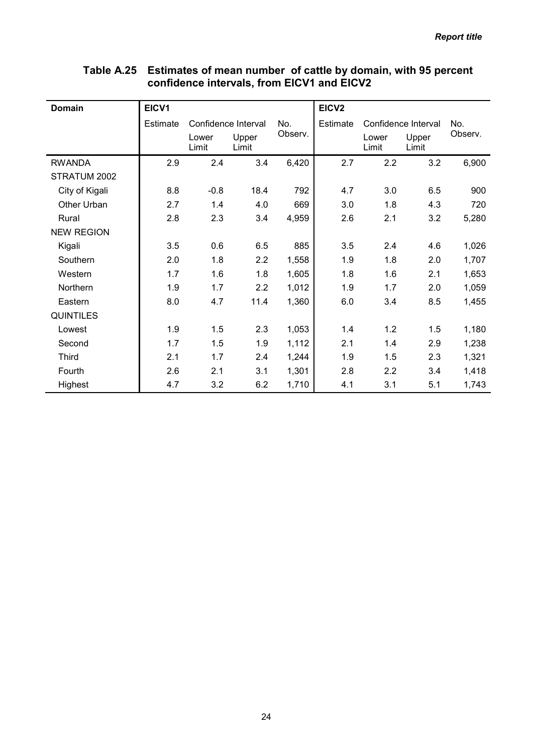### Table A.25 Estimates of mean number of cattle by domain, with 95 percent confidence intervals, from EICV1 and EICV2

| Domain | EICV1 | | | | EICV2 | | | |
|---|---|---|---|---|---|---|---|---|
| | Estimate | Confidence Interval | | No. Observ. | Estimate | Confidence Interval | | No. Observ. |
| | | Lower Limit | Upper Limit | | | Lower Limit | Upper Limit | |
| RWANDA | 2.9 | 2.4 | 3.4 | 6,420 | 2.7 | 2.2 | 3.2 | 6,900 |
| STRATUM 2002 | | | | | | | | |
| City of Kigali | 8.8 | -0.8 | 18.4 | 792 | 4.7 | 3.0 | 6.5 | 900 |
| Other Urban | 2.7 | 1.4 | 4.0 | 669 | 3.0 | 1.8 | 4.3 | 720 |
| Rural | 2.8 | 2.3 | 3.4 | 4,959 | 2.6 | 2.1 | 3.2 | 5,280 |
| NEW REGION | | | | | | | | |
| Kigali | 3.5 | 0.6 | 6.5 | 885 | 3.5 | 2.4 | 4.6 | 1,026 |
| Southern | 2.0 | 1.8 | 2.2 | 1,558 | 1.9 | 1.8 | 2.0 | 1,707 |
| Western | 1.7 | 1.6 | 1.8 | 1,605 | 1.8 | 1.6 | 2.1 | 1,653 |
| Northern | 1.9 | 1.7 | 2.2 | 1,012 | 1.9 | 1.7 | 2.0 | 1,059 |
| Eastern | 8.0 | 4.7 | 11.4 | 1,360 | 6.0 | 3.4 | 8.5 | 1,455 |
| QUINTILES | | | | | | | | |
| Lowest | 1.9 | 1.5 | 2.3 | 1,053 | 1.4 | 1.2 | 1.5 | 1,180 |
| Second | 1.7 | 1.5 | 1.9 | 1,112 | 2.1 | 1.4 | 2.9 | 1,238 |
| Third | 2.1 | 1.7 | 2.4 | 1,244 | 1.9 | 1.5 | 2.3 | 1,321 |
| Fourth | 2.6 | 2.1 | 3.1 | 1,301 | 2.8 | 2.2 | 3.4 | 1,418 |
| Highest | 4.7 | 3.2 | 6.2 | 1,710 | 4.1 | 3.1 | 5.1 | 1,743 |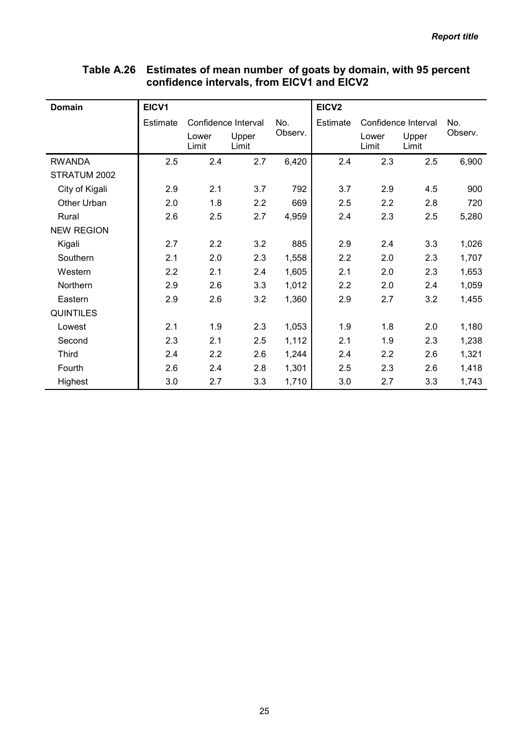**Table A.26 Estimates of mean number of goats by domain, with 95 percent confidence intervals, from EICV1 and EICV2**

| Domain | EICV1 | | | | EICV2 | | | |
|---|---|---|---|---|---|---|---|---|
| | Estimate | Confidence Interval | | No. Observ. | Estimate | Confidence Interval | | No. Observ. |
| | | Lower Limit | Upper Limit | | | Lower Limit | Upper Limit | |
| RWANDA | 2.5 | 2.4 | 2.7 | 6,420 | 2.4 | 2.3 | 2.5 | 6,900 |
| STRATUM 2002 | | | | | | | | |
| City of Kigali | 2.9 | 2.1 | 3.7 | 792 | 3.7 | 2.9 | 4.5 | 900 |
| Other Urban | 2.0 | 1.8 | 2.2 | 669 | 2.5 | 2.2 | 2.8 | 720 |
| Rural | 2.6 | 2.5 | 2.7 | 4,959 | 2.4 | 2.3 | 2.5 | 5,280 |
| NEW REGION | | | | | | | | |
| Kigali | 2.7 | 2.2 | 3.2 | 885 | 2.9 | 2.4 | 3.3 | 1,026 |
| Southern | 2.1 | 2.0 | 2.3 | 1,558 | 2.2 | 2.0 | 2.3 | 1,707 |
| Western | 2.2 | 2.1 | 2.4 | 1,605 | 2.1 | 2.0 | 2.3 | 1,653 |
| Northern | 2.9 | 2.6 | 3.3 | 1,012 | 2.2 | 2.0 | 2.4 | 1,059 |
| Eastern | 2.9 | 2.6 | 3.2 | 1,360 | 2.9 | 2.7 | 3.2 | 1,455 |
| QUINTILES | | | | | | | | |
| Lowest | 2.1 | 1.9 | 2.3 | 1,053 | 1.9 | 1.8 | 2.0 | 1,180 |
| Second | 2.3 | 2.1 | 2.5 | 1,112 | 2.1 | 1.9 | 2.3 | 1,238 |
| Third | 2.4 | 2.2 | 2.6 | 1,244 | 2.4 | 2.2 | 2.6 | 1,321 |
| Fourth | 2.6 | 2.4 | 2.8 | 1,301 | 2.5 | 2.3 | 2.6 | 1,418 |
| Highest | 3.0 | 2.7 | 3.3 | 1,710 | 3.0 | 2.7 | 3.3 | 1,743 |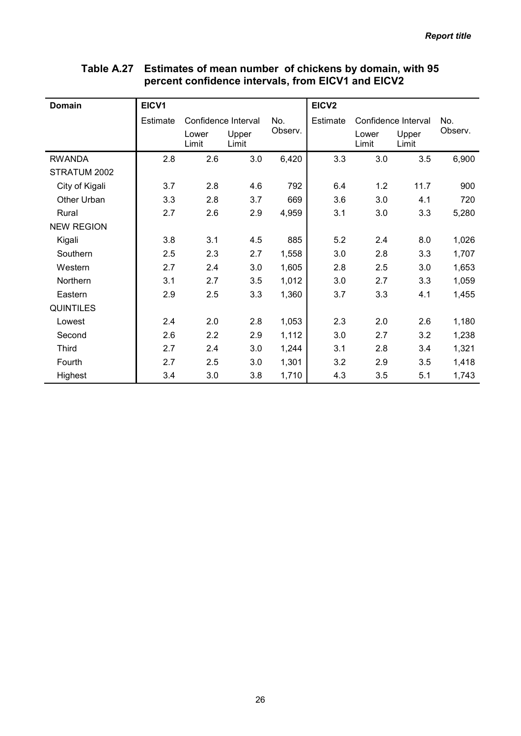**Table A.27 Estimates of mean number of chickens by domain, with 95 percent confidence intervals, from EICV1 and EICV2**

| Domain | EICV1 | | | | EICV2 | | | |
|---|---|---|---|---|---|---|---|---|
| | Estimate | Confidence Interval | | No. Observ. | Estimate | Confidence Interval | | No. Observ. |
| | | Lower Limit | Upper Limit | | | Lower Limit | Upper Limit | |
| RWANDA | 2.8 | 2.6 | 3.0 | 6,420 | 3.3 | 3.0 | 3.5 | 6,900 |
| STRATUM 2002 | | | | | | | | |
| City of Kigali | 3.7 | 2.8 | 4.6 | 792 | 6.4 | 1.2 | 11.7 | 900 |
| Other Urban | 3.3 | 2.8 | 3.7 | 669 | 3.6 | 3.0 | 4.1 | 720 |
| Rural | 2.7 | 2.6 | 2.9 | 4,959 | 3.1 | 3.0 | 3.3 | 5,280 |
| NEW REGION | | | | | | | | |
| Kigali | 3.8 | 3.1 | 4.5 | 885 | 5.2 | 2.4 | 8.0 | 1,026 |
| Southern | 2.5 | 2.3 | 2.7 | 1,558 | 3.0 | 2.8 | 3.3 | 1,707 |
| Western | 2.7 | 2.4 | 3.0 | 1,605 | 2.8 | 2.5 | 3.0 | 1,653 |
| Northern | 3.1 | 2.7 | 3.5 | 1,012 | 3.0 | 2.7 | 3.3 | 1,059 |
| Eastern | 2.9 | 2.5 | 3.3 | 1,360 | 3.7 | 3.3 | 4.1 | 1,455 |
| QUINTILES | | | | | | | | |
| Lowest | 2.4 | 2.0 | 2.8 | 1,053 | 2.3 | 2.0 | 2.6 | 1,180 |
| Second | 2.6 | 2.2 | 2.9 | 1,112 | 3.0 | 2.7 | 3.2 | 1,238 |
| Third | 2.7 | 2.4 | 3.0 | 1,244 | 3.1 | 2.8 | 3.4 | 1,321 |
| Fourth | 2.7 | 2.5 | 3.0 | 1,301 | 3.2 | 2.9 | 3.5 | 1,418 |
| Highest | 3.4 | 3.0 | 3.8 | 1,710 | 4.3 | 3.5 | 5.1 | 1,743 |